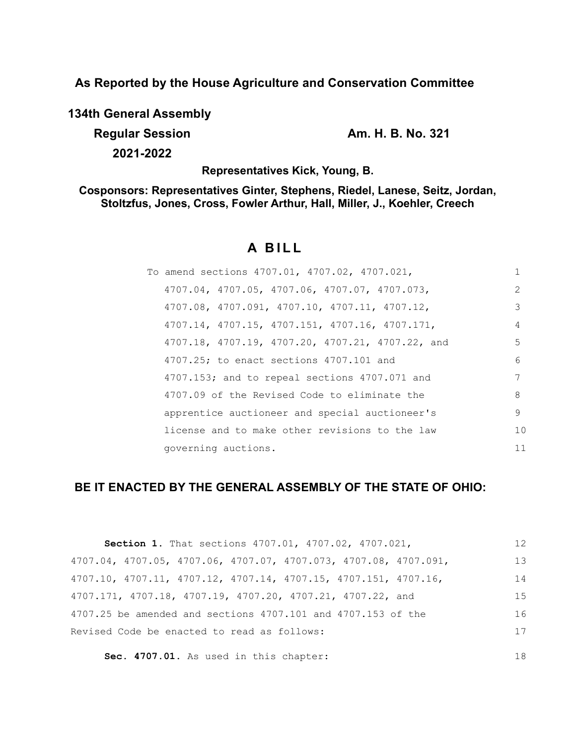**As Reported by the House Agriculture and Conservation Committee**

**134th General Assembly**

**Regular Session** **Am. H. B. No. 321**

**2021-2022**

**Representatives Kick, Young, B.**

**Cosponsors: Representatives Ginter, Stephens, Riedel, Lanese, Seitz, Jordan, Stoltzfus, Jones, Cross, Fowler Arthur, Hall, Miller, J., Koehler, Creech**

# A BILL

To amend sections 4707.01, 4707.02, 4707.021, 4707.04, 4707.05, 4707.06, 4707.07, 4707.073, 4707.08, 4707.091, 4707.10, 4707.11, 4707.12, 4707.14, 4707.15, 4707.151, 4707.16, 4707.171, 4707.18, 4707.19, 4707.20, 4707.21, 4707.22, and 4707.25; to enact sections 4707.101 and 4707.153; and to repeal sections 4707.071 and 4707.09 of the Revised Code to eliminate the apprentice auctioneer and special auctioneer's license and to make other revisions to the law governing auctions.

## BE IT ENACTED BY THE GENERAL ASSEMBLY OF THE STATE OF OHIO:

**Section 1.** That sections 4707.01, 4707.02, 4707.021, 4707.04, 4707.05, 4707.06, 4707.07, 4707.073, 4707.08, 4707.091, 4707.10, 4707.11, 4707.12, 4707.14, 4707.15, 4707.151, 4707.16, 4707.171, 4707.18, 4707.19, 4707.20, 4707.21, 4707.22, and 4707.25 be amended and sections 4707.101 and 4707.153 of the Revised Code be enacted to read as follows:

**Sec. 4707.01.** As used in this chapter: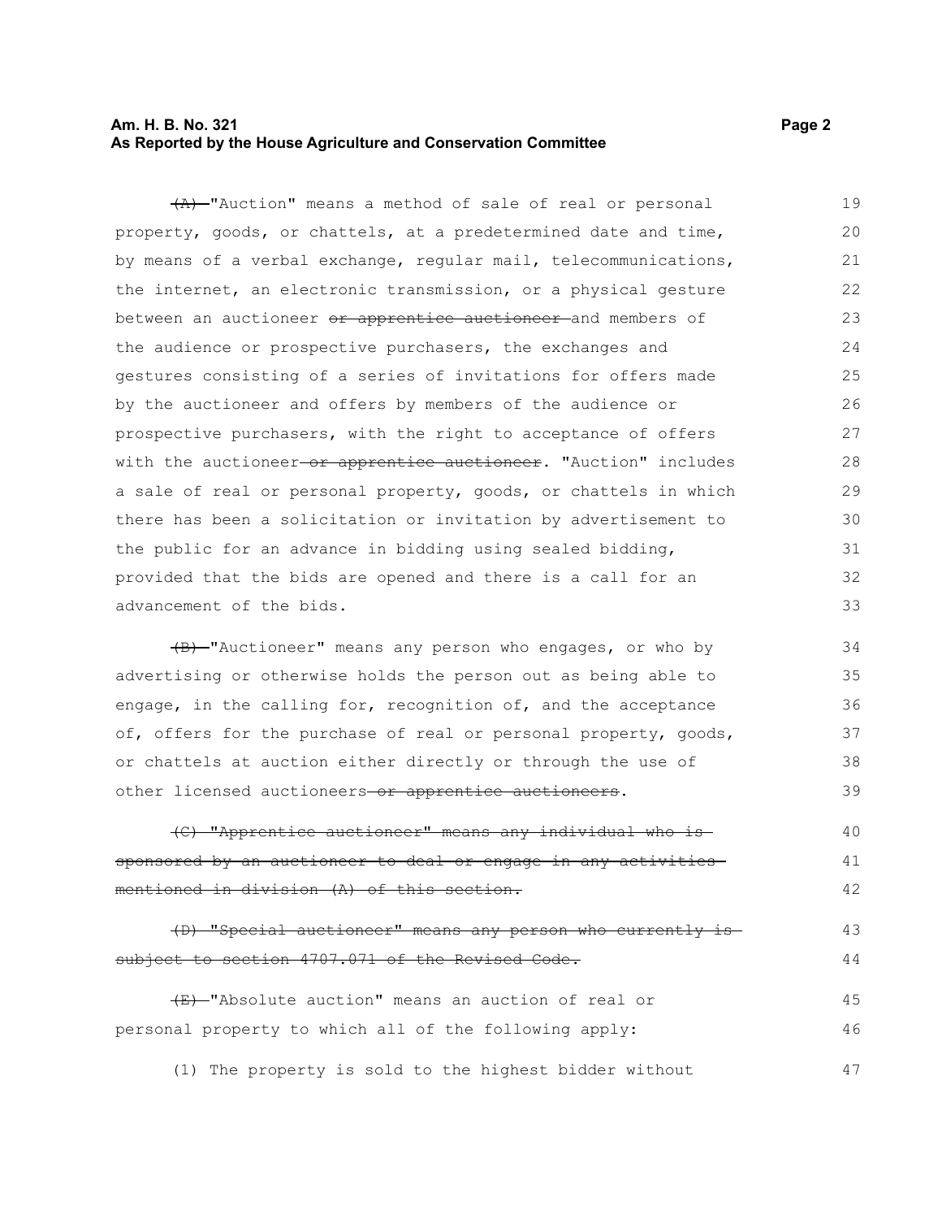~~(A)~~ "Auction" means a method of sale of real or personal property, goods, or chattels, at a predetermined date and time, by means of a verbal exchange, regular mail, telecommunications, the internet, an electronic transmission, or a physical gesture between an auctioneer ~~or apprentice auctioneer~~ and members of the audience or prospective purchasers, the exchanges and gestures consisting of a series of invitations for offers made by the auctioneer and offers by members of the audience or prospective purchasers, with the right to acceptance of offers with the auctioneer ~~or apprentice auctioneer~~. "Auction" includes a sale of real or personal property, goods, or chattels in which there has been a solicitation or invitation by advertisement to the public for an advance in bidding using sealed bidding, provided that the bids are opened and there is a call for an advancement of the bids.

~~(B)~~ "Auctioneer" means any person who engages, or who by advertising or otherwise holds the person out as being able to engage, in the calling for, recognition of, and the acceptance of, offers for the purchase of real or personal property, goods, or chattels at auction either directly or through the use of other licensed auctioneers ~~or apprentice auctioneers~~.

~~(C) "Apprentice auctioneer" means any individual who is sponsored by an auctioneer to deal or engage in any activities mentioned in division (A) of this section.~~

~~(D) "Special auctioneer" means any person who currently is subject to section 4707.071 of the Revised Code.~~

~~(E)~~ "Absolute auction" means an auction of real or personal property to which all of the following apply:

(1) The property is sold to the highest bidder without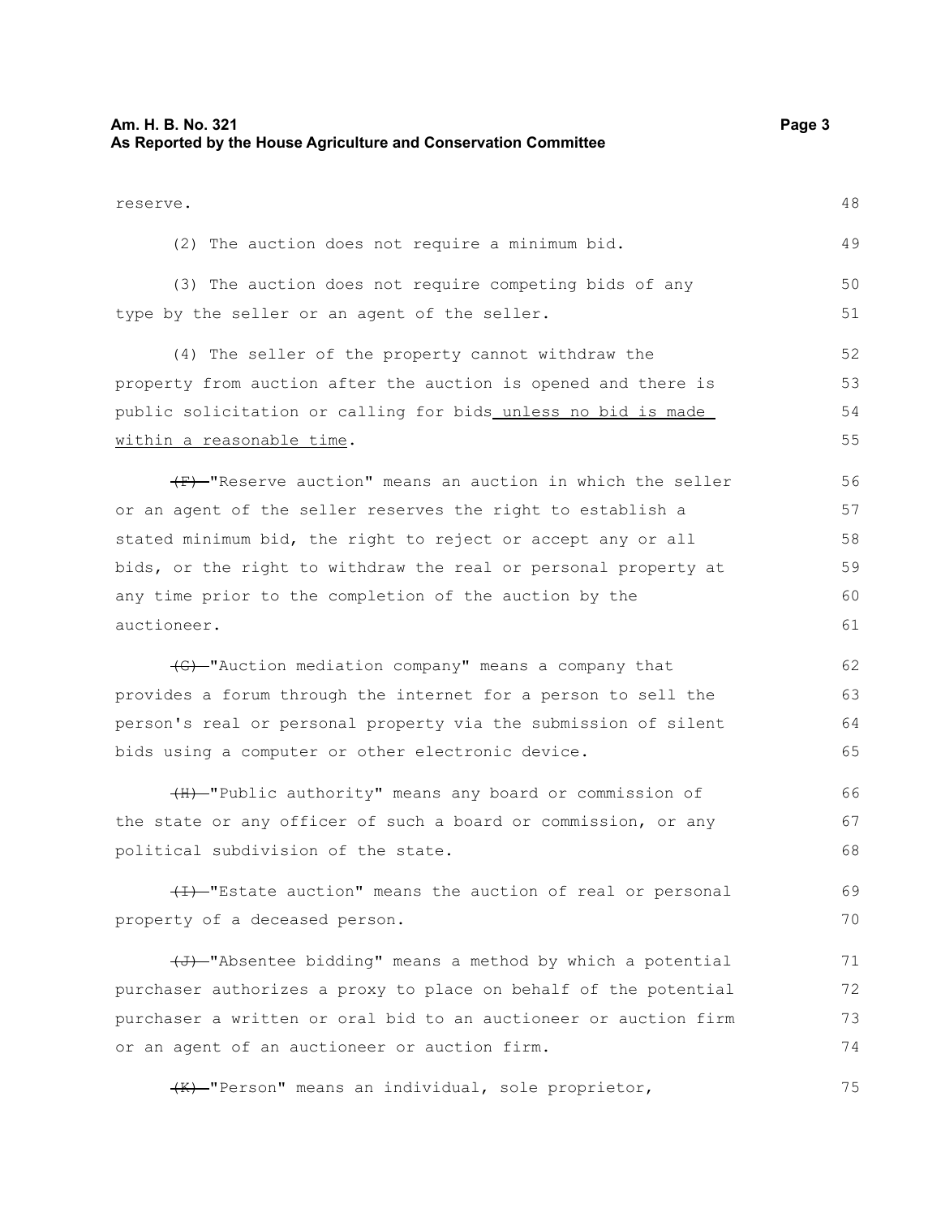reserve.

(2) The auction does not require a minimum bid.

(3) The auction does not require competing bids of any type by the seller or an agent of the seller.

(4) The seller of the property cannot withdraw the property from auction after the auction is opened and there is public solicitation or calling for bids unless no bid is made within a reasonable time.

~~(F)~~ "Reserve auction" means an auction in which the seller or an agent of the seller reserves the right to establish a stated minimum bid, the right to reject or accept any or all bids, or the right to withdraw the real or personal property at any time prior to the completion of the auction by the auctioneer.

~~(G)~~ "Auction mediation company" means a company that provides a forum through the internet for a person to sell the person's real or personal property via the submission of silent bids using a computer or other electronic device.

~~(H)~~ "Public authority" means any board or commission of the state or any officer of such a board or commission, or any political subdivision of the state.

~~(I)~~ "Estate auction" means the auction of real or personal property of a deceased person.

~~(J)~~ "Absentee bidding" means a method by which a potential purchaser authorizes a proxy to place on behalf of the potential purchaser a written or oral bid to an auctioneer or auction firm or an agent of an auctioneer or auction firm.

~~(K)~~ "Person" means an individual, sole proprietor,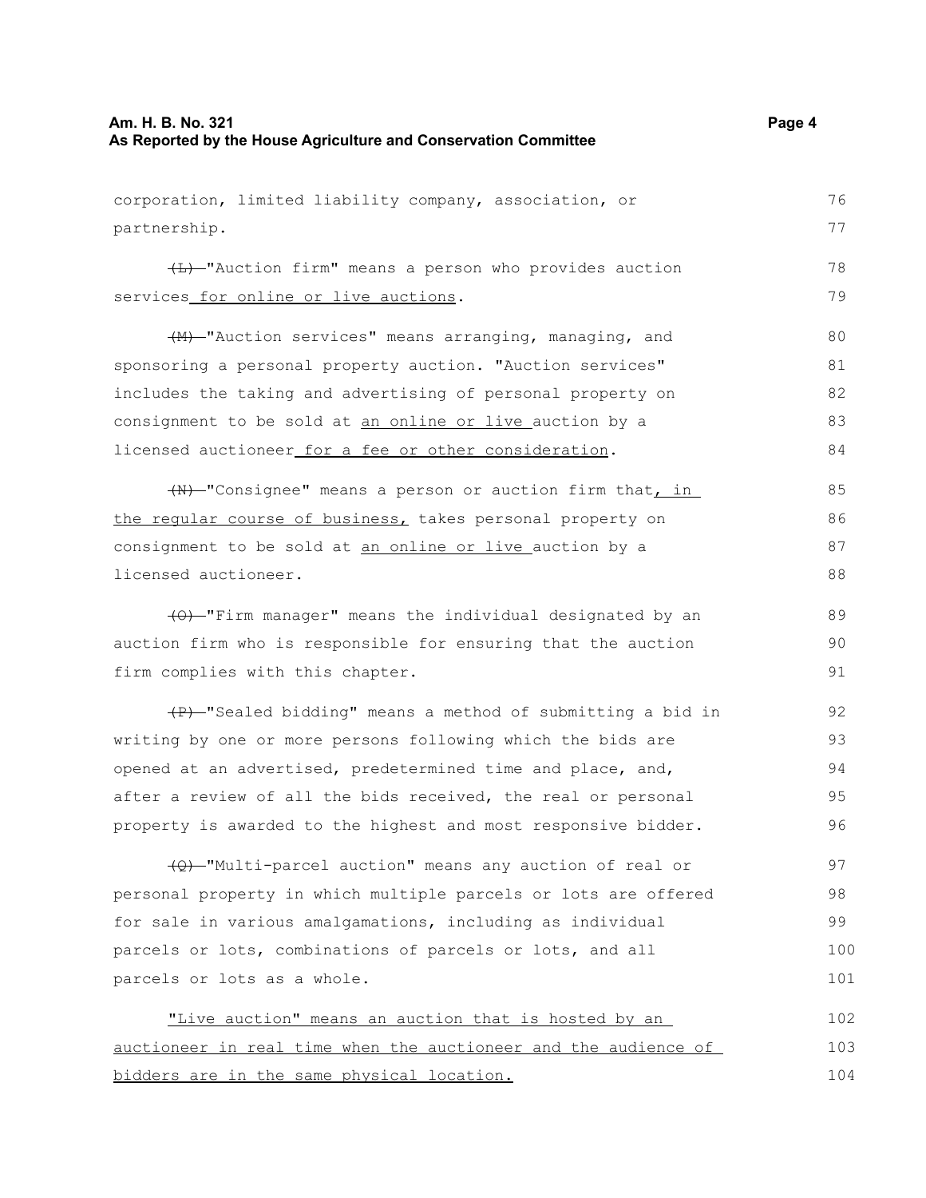corporation, limited liability company, association, or partnership.

~~(L)~~ "Auction firm" means a person who provides auction services for online or live auctions.

~~(M)~~ "Auction services" means arranging, managing, and sponsoring a personal property auction. "Auction services" includes the taking and advertising of personal property on consignment to be sold at an online or live auction by a licensed auctioneer for a fee or other consideration.

~~(N)~~ "Consignee" means a person or auction firm that, in the regular course of business, takes personal property on consignment to be sold at an online or live auction by a licensed auctioneer.

~~(O)~~ "Firm manager" means the individual designated by an auction firm who is responsible for ensuring that the auction firm complies with this chapter.

~~(P)~~ "Sealed bidding" means a method of submitting a bid in writing by one or more persons following which the bids are opened at an advertised, predetermined time and place, and, after a review of all the bids received, the real or personal property is awarded to the highest and most responsive bidder.

~~(Q)~~ "Multi-parcel auction" means any auction of real or personal property in which multiple parcels or lots are offered for sale in various amalgamations, including as individual parcels or lots, combinations of parcels or lots, and all parcels or lots as a whole.

"Live auction" means an auction that is hosted by an auctioneer in real time when the auctioneer and the audience of bidders are in the same physical location.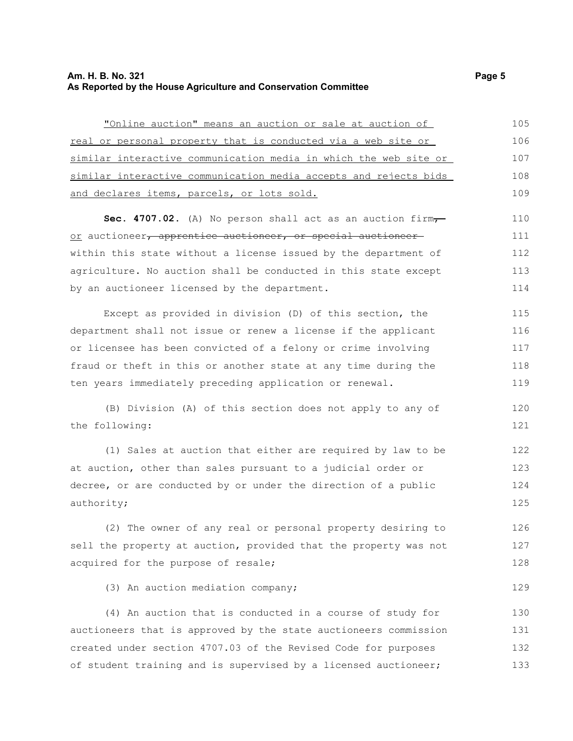"Online auction" means an auction or sale at auction of real or personal property that is conducted via a web site or similar interactive communication media in which the web site or similar interactive communication media accepts and rejects bids and declares items, parcels, or lots sold.

**Sec. 4707.02.** (A) No person shall act as an auction firm, or auctioneer, apprentice auctioneer, or special auctioneer within this state without a license issued by the department of agriculture. No auction shall be conducted in this state except by an auctioneer licensed by the department.

Except as provided in division (D) of this section, the department shall not issue or renew a license if the applicant or licensee has been convicted of a felony or crime involving fraud or theft in this or another state at any time during the ten years immediately preceding application or renewal.

(B) Division (A) of this section does not apply to any of the following:

(1) Sales at auction that either are required by law to be at auction, other than sales pursuant to a judicial order or decree, or are conducted by or under the direction of a public authority;

(2) The owner of any real or personal property desiring to sell the property at auction, provided that the property was not acquired for the purpose of resale;

(3) An auction mediation company;

(4) An auction that is conducted in a course of study for auctioneers that is approved by the state auctioneers commission created under section 4707.03 of the Revised Code for purposes of student training and is supervised by a licensed auctioneer;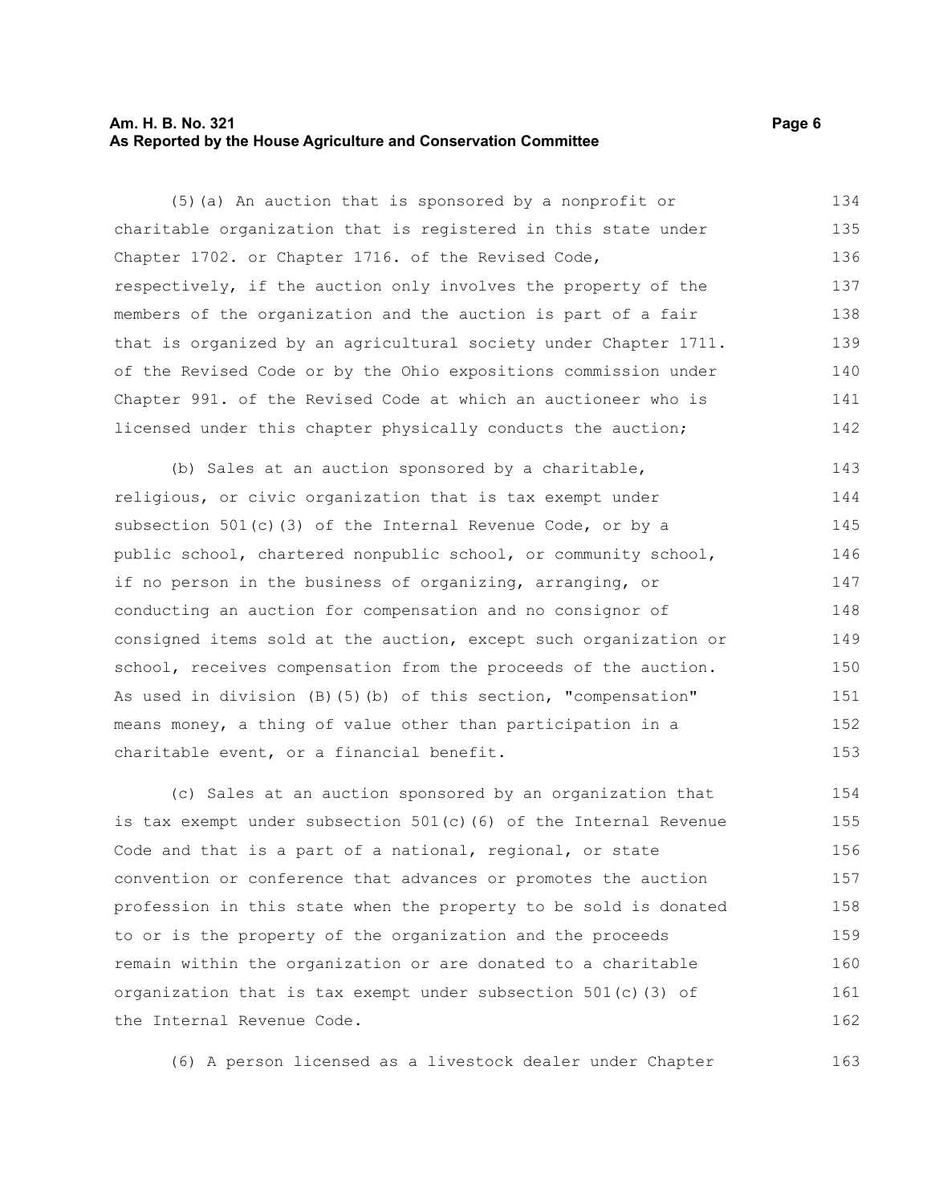(5)(a) An auction that is sponsored by a nonprofit or charitable organization that is registered in this state under Chapter 1702. or Chapter 1716. of the Revised Code, respectively, if the auction only involves the property of the members of the organization and the auction is part of a fair that is organized by an agricultural society under Chapter 1711. of the Revised Code or by the Ohio expositions commission under Chapter 991. of the Revised Code at which an auctioneer who is licensed under this chapter physically conducts the auction;

(b) Sales at an auction sponsored by a charitable, religious, or civic organization that is tax exempt under subsection 501(c)(3) of the Internal Revenue Code, or by a public school, chartered nonpublic school, or community school, if no person in the business of organizing, arranging, or conducting an auction for compensation and no consignor of consigned items sold at the auction, except such organization or school, receives compensation from the proceeds of the auction. As used in division (B)(5)(b) of this section, "compensation" means money, a thing of value other than participation in a charitable event, or a financial benefit.

(c) Sales at an auction sponsored by an organization that is tax exempt under subsection 501(c)(6) of the Internal Revenue Code and that is a part of a national, regional, or state convention or conference that advances or promotes the auction profession in this state when the property to be sold is donated to or is the property of the organization and the proceeds remain within the organization or are donated to a charitable organization that is tax exempt under subsection 501(c)(3) of the Internal Revenue Code.

(6) A person licensed as a livestock dealer under Chapter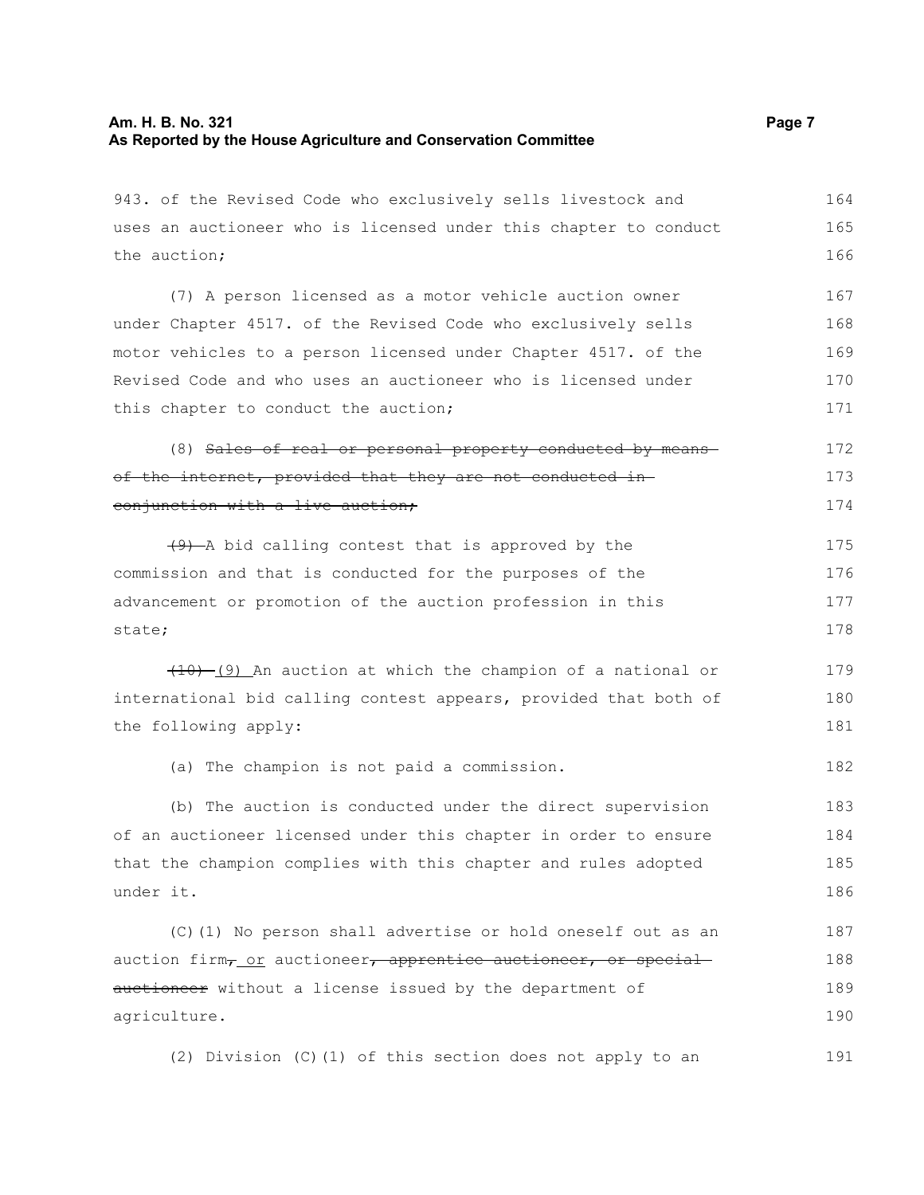943. of the Revised Code who exclusively sells livestock and uses an auctioneer who is licensed under this chapter to conduct the auction;

(7) A person licensed as a motor vehicle auction owner under Chapter 4517. of the Revised Code who exclusively sells motor vehicles to a person licensed under Chapter 4517. of the Revised Code and who uses an auctioneer who is licensed under this chapter to conduct the auction;

(8) ~~Sales of real or personal property conducted by means of the internet, provided that they are not conducted in conjunction with a live auction;~~

~~(9)~~ A bid calling contest that is approved by the commission and that is conducted for the purposes of the advancement or promotion of the auction profession in this state;

~~(10)~~ (9) An auction at which the champion of a national or international bid calling contest appears, provided that both of the following apply:

(a) The champion is not paid a commission.

(b) The auction is conducted under the direct supervision of an auctioneer licensed under this chapter in order to ensure that the champion complies with this chapter and rules adopted under it.

(C)(1) No person shall advertise or hold oneself out as an auction firm~~,~~ or auctioneer~~, apprentice auctioneer, or special auctioneer~~ without a license issued by the department of agriculture.

(2) Division (C)(1) of this section does not apply to an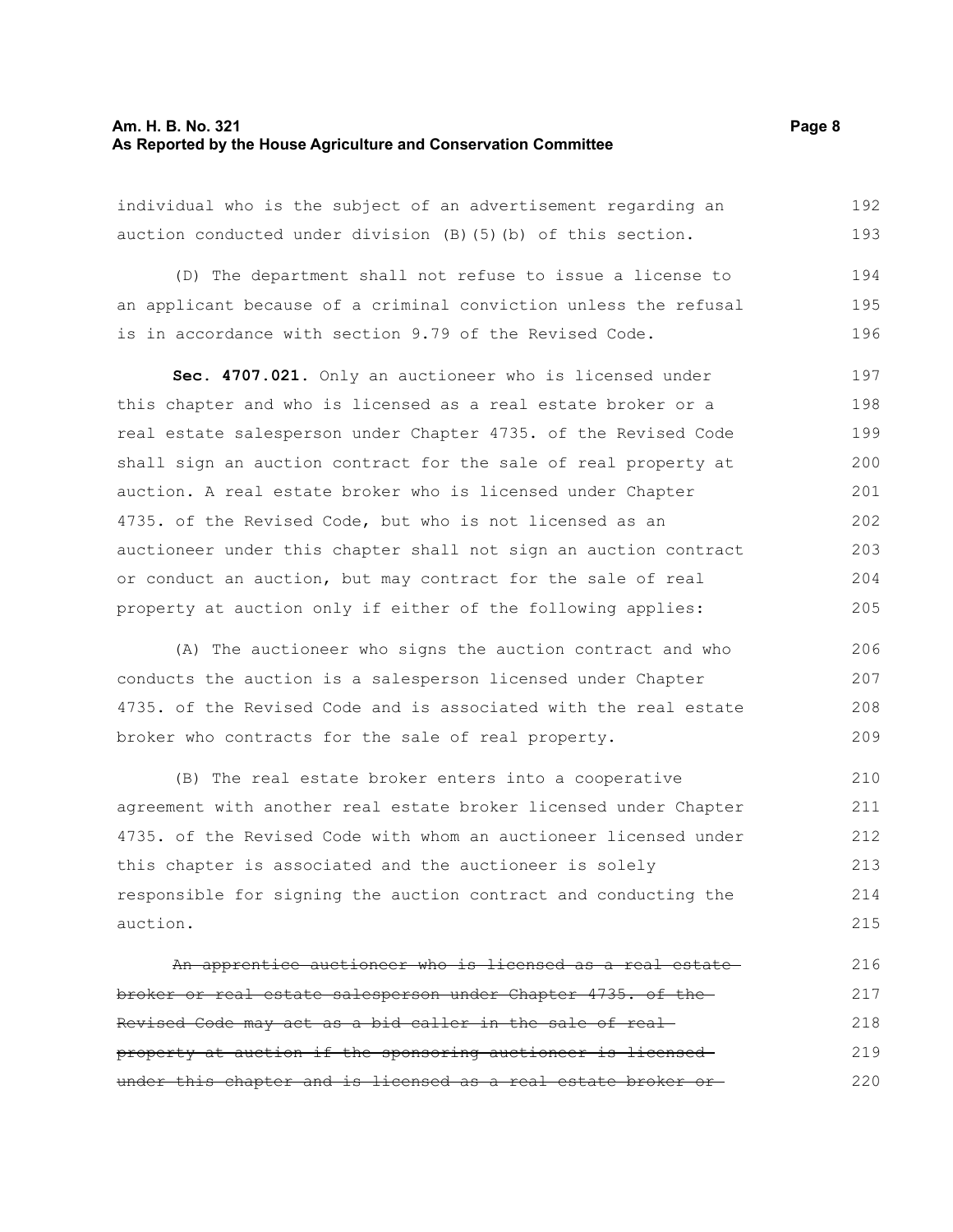individual who is the subject of an advertisement regarding an auction conducted under division (B)(5)(b) of this section.

(D) The department shall not refuse to issue a license to an applicant because of a criminal conviction unless the refusal is in accordance with section 9.79 of the Revised Code.

**Sec. 4707.021.** Only an auctioneer who is licensed under this chapter and who is licensed as a real estate broker or a real estate salesperson under Chapter 4735. of the Revised Code shall sign an auction contract for the sale of real property at auction. A real estate broker who is licensed under Chapter 4735. of the Revised Code, but who is not licensed as an auctioneer under this chapter shall not sign an auction contract or conduct an auction, but may contract for the sale of real property at auction only if either of the following applies:

(A) The auctioneer who signs the auction contract and who conducts the auction is a salesperson licensed under Chapter 4735. of the Revised Code and is associated with the real estate broker who contracts for the sale of real property.

(B) The real estate broker enters into a cooperative agreement with another real estate broker licensed under Chapter 4735. of the Revised Code with whom an auctioneer licensed under this chapter is associated and the auctioneer is solely responsible for signing the auction contract and conducting the auction.

~~An apprentice auctioneer who is licensed as a real estate broker or real estate salesperson under Chapter 4735. of the Revised Code may act as a bid caller in the sale of real property at auction if the sponsoring auctioneer is licensed under this chapter and is licensed as a real estate broker or~~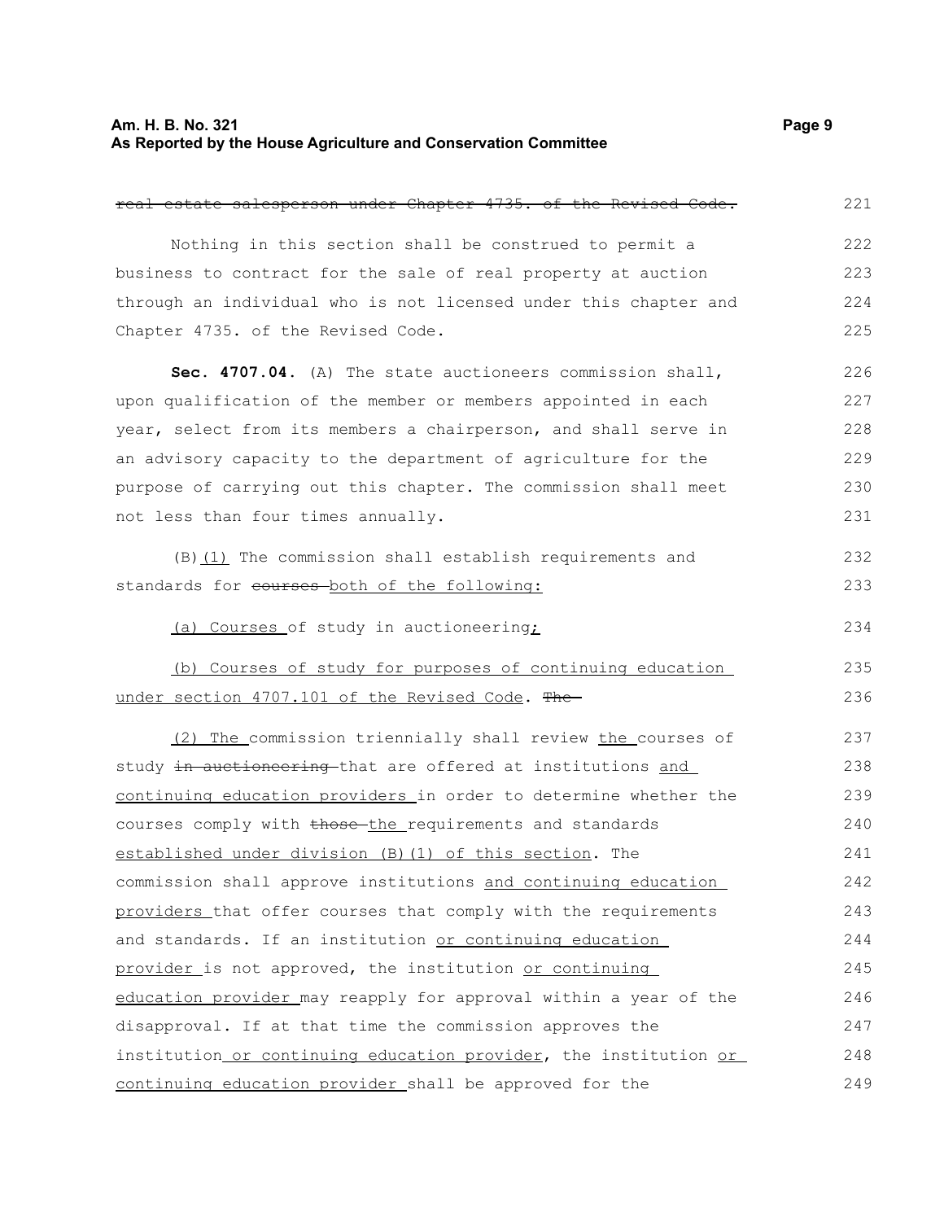~~real estate salesperson under Chapter 4735. of the Revised Code.~~

Nothing in this section shall be construed to permit a business to contract for the sale of real property at auction through an individual who is not licensed under this chapter and Chapter 4735. of the Revised Code.

**Sec. 4707.04.** (A) The state auctioneers commission shall, upon qualification of the member or members appointed in each year, select from its members a chairperson, and shall serve in an advisory capacity to the department of agriculture for the purpose of carrying out this chapter. The commission shall meet not less than four times annually.

(B)<u>(1)</u> The commission shall establish requirements and standards for ~~courses~~ <u>both of the following:</u>

<u>(a) Courses</u> of study in auctioneering<u>;</u>

<u>(b) Courses of study for purposes of continuing education under section 4707.101 of the Revised Code</u>. ~~The~~

<u>(2) The</u> commission triennially shall review <u>the</u> courses of study ~~in auctioneering~~ that are offered at institutions <u>and continuing education providers</u> in order to determine whether the courses comply with ~~those~~ <u>the</u> requirements and standards <u>established under division (B)(1) of this section</u>. The commission shall approve institutions <u>and continuing education providers</u> that offer courses that comply with the requirements and standards. If an institution <u>or continuing education provider</u> is not approved, the institution <u>or continuing education provider</u> may reapply for approval within a year of the disapproval. If at that time the commission approves the institution<u>or continuing education provider</u>, the institution <u>or continuing education provider</u> shall be approved for the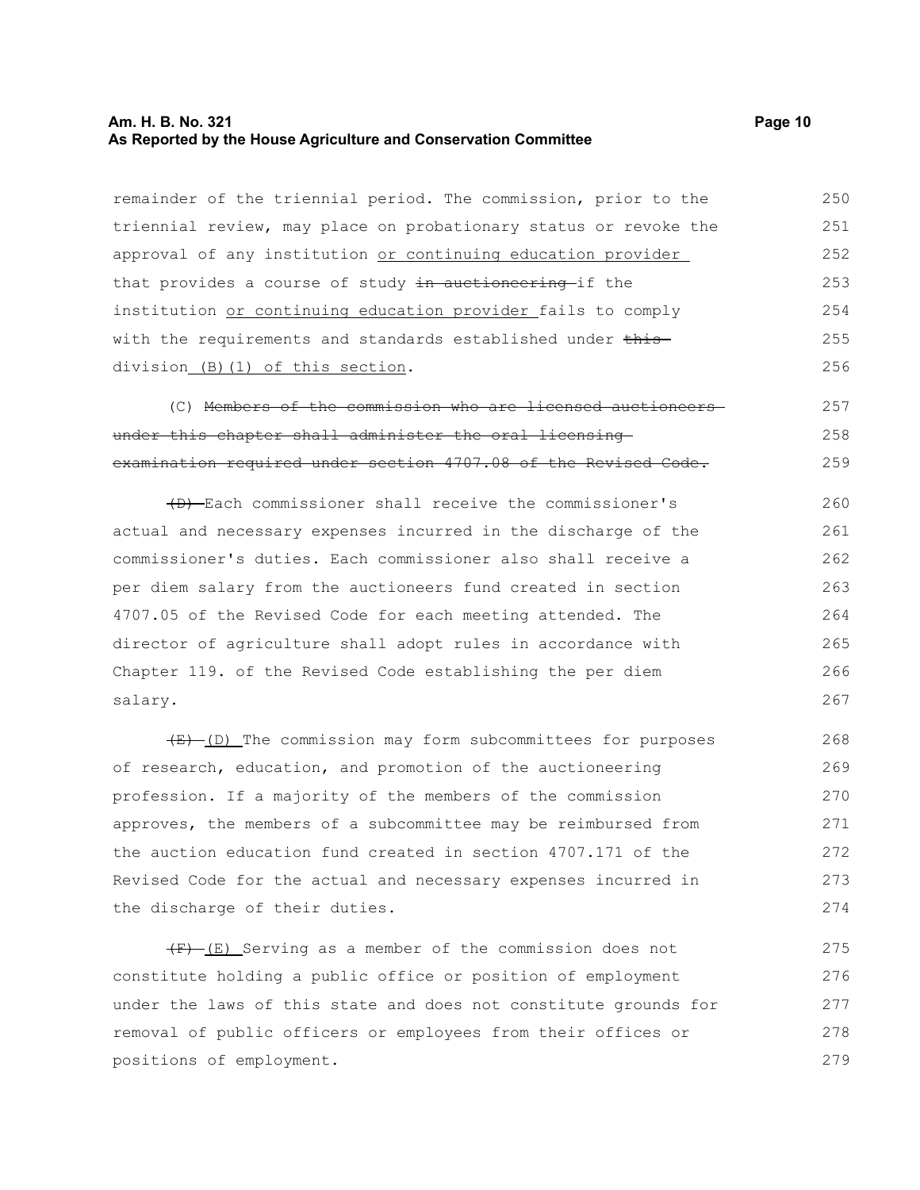remainder of the triennial period. The commission, prior to the triennial review, may place on probationary status or revoke the approval of any institution <u>or continuing education provider</u> that provides a course of study ~~in auctioneering~~ if the institution <u>or continuing education provider</u> fails to comply with the requirements and standards established under ~~this~~ division <u>(B)(1) of this section</u>.

(C) ~~Members of the commission who are licensed auctioneers under this chapter shall administer the oral licensing examination required under section 4707.08 of the Revised Code.~~

~~(D)~~ Each commissioner shall receive the commissioner's actual and necessary expenses incurred in the discharge of the commissioner's duties. Each commissioner also shall receive a per diem salary from the auctioneers fund created in section 4707.05 of the Revised Code for each meeting attended. The director of agriculture shall adopt rules in accordance with Chapter 119. of the Revised Code establishing the per diem salary.

~~(E)~~ <u>(D)</u> The commission may form subcommittees for purposes of research, education, and promotion of the auctioneering profession. If a majority of the members of the commission approves, the members of a subcommittee may be reimbursed from the auction education fund created in section 4707.171 of the Revised Code for the actual and necessary expenses incurred in the discharge of their duties.

~~(F)~~ <u>(E)</u> Serving as a member of the commission does not constitute holding a public office or position of employment under the laws of this state and does not constitute grounds for removal of public officers or employees from their offices or positions of employment.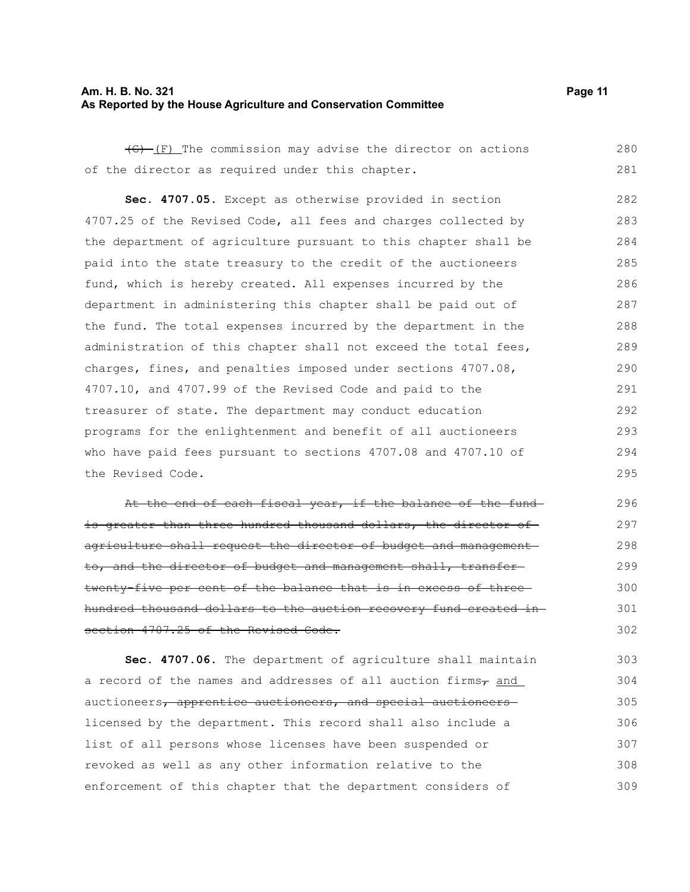~~(G)~~ (F) The commission may advise the director on actions of the director as required under this chapter.

**Sec. 4707.05.** Except as otherwise provided in section 4707.25 of the Revised Code, all fees and charges collected by the department of agriculture pursuant to this chapter shall be paid into the state treasury to the credit of the auctioneers fund, which is hereby created. All expenses incurred by the department in administering this chapter shall be paid out of the fund. The total expenses incurred by the department in the administration of this chapter shall not exceed the total fees, charges, fines, and penalties imposed under sections 4707.08, 4707.10, and 4707.99 of the Revised Code and paid to the treasurer of state. The department may conduct education programs for the enlightenment and benefit of all auctioneers who have paid fees pursuant to sections 4707.08 and 4707.10 of the Revised Code.

~~At the end of each fiscal year, if the balance of the fund is greater than three hundred thousand dollars, the director of agriculture shall request the director of budget and management to, and the director of budget and management shall, transfer twenty-five per cent of the balance that is in excess of three hundred thousand dollars to the auction recovery fund created in section 4707.25 of the Revised Code.~~

**Sec. 4707.06.** The department of agriculture shall maintain a record of the names and addresses of all auction firms~~,~~ and auctioneers~~, apprentice auctioneers, and special auctioneers~~ licensed by the department. This record shall also include a list of all persons whose licenses have been suspended or revoked as well as any other information relative to the enforcement of this chapter that the department considers of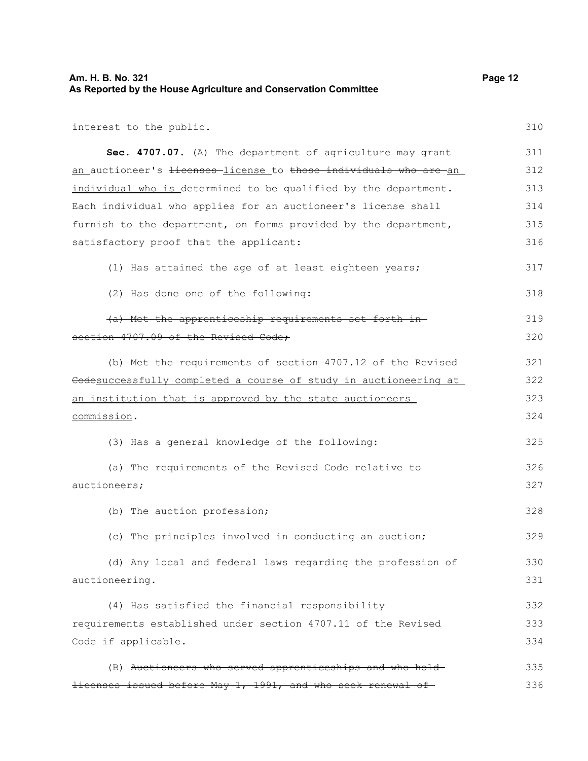interest to the public.

**Sec. 4707.07.** (A) The department of agriculture may grant ~~an~~ auctioneer's ~~licenses~~ license to ~~those individuals who are~~ an individual who is determined to be qualified by the department. Each individual who applies for an auctioneer's license shall furnish to the department, on forms provided by the department, satisfactory proof that the applicant:

(1) Has attained the age of at least eighteen years;

(2) Has ~~done one of the following:~~

~~(a) Met the apprenticeship requirements set forth in section 4707.09 of the Revised Code;~~

~~(b) Met the requirements of section 4707.12 of the Revised Code~~successfully completed a course of study in auctioneering at an institution that is approved by the state auctioneers commission.

(3) Has a general knowledge of the following:

(a) The requirements of the Revised Code relative to auctioneers;

(b) The auction profession;

(c) The principles involved in conducting an auction;

(d) Any local and federal laws regarding the profession of auctioneering.

(4) Has satisfied the financial responsibility requirements established under section 4707.11 of the Revised Code if applicable.

(B) ~~Auctioneers who served apprenticeships and who hold licenses issued before May 1, 1991, and who seek renewal of~~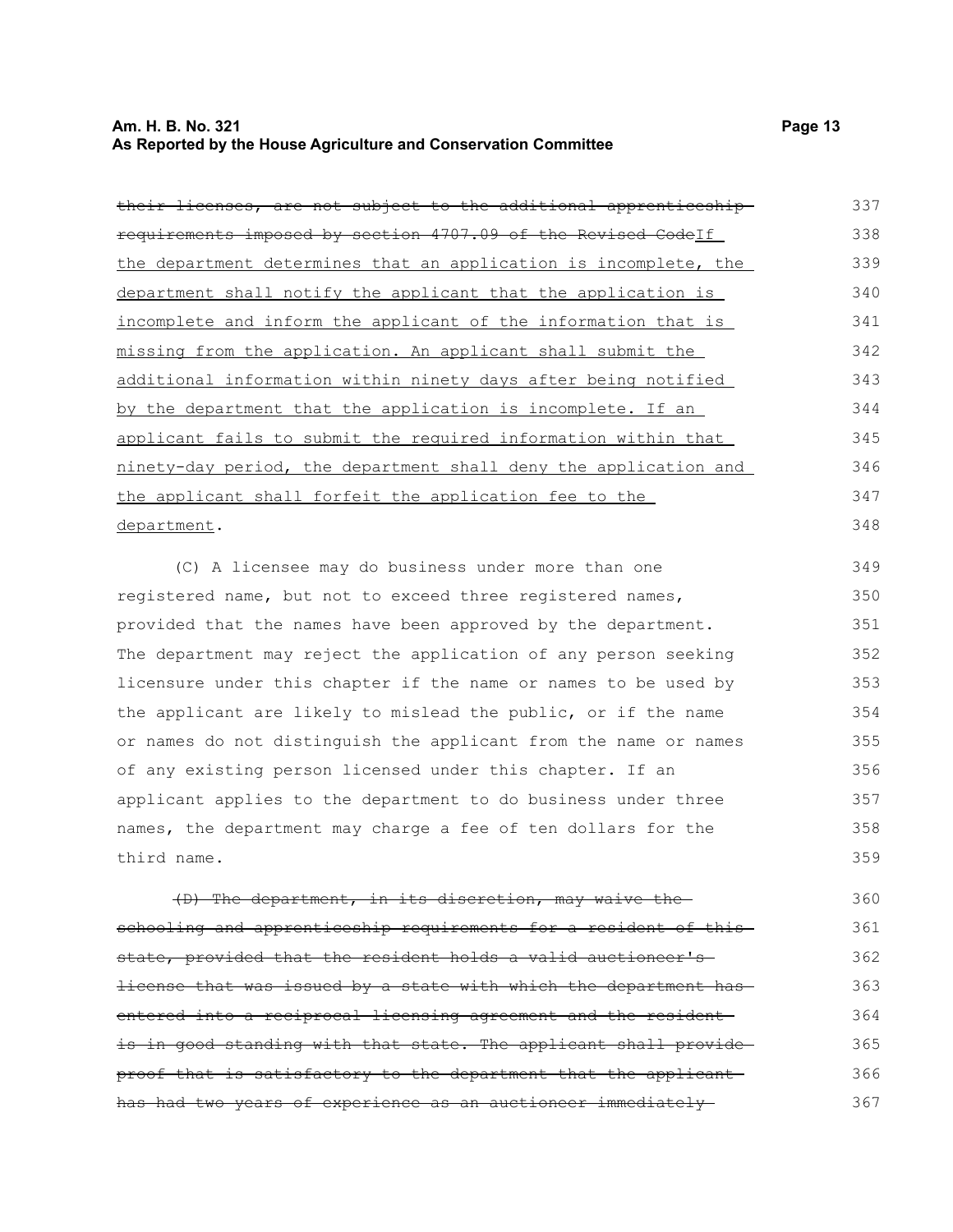~~their licenses, are not subject to the additional apprenticeship requirements imposed by section 4707.09 of the Revised Code~~If the department determines that an application is incomplete, the department shall notify the applicant that the application is incomplete and inform the applicant of the information that is missing from the application. An applicant shall submit the additional information within ninety days after being notified by the department that the application is incomplete. If an applicant fails to submit the required information within that ninety-day period, the department shall deny the application and the applicant shall forfeit the application fee to the department.

(C) A licensee may do business under more than one registered name, but not to exceed three registered names, provided that the names have been approved by the department. The department may reject the application of any person seeking licensure under this chapter if the name or names to be used by the applicant are likely to mislead the public, or if the name or names do not distinguish the applicant from the name or names of any existing person licensed under this chapter. If an applicant applies to the department to do business under three names, the department may charge a fee of ten dollars for the third name.

~~(D) The department, in its discretion, may waive the schooling and apprenticeship requirements for a resident of this state, provided that the resident holds a valid auctioneer's license that was issued by a state with which the department has entered into a reciprocal licensing agreement and the resident is in good standing with that state. The applicant shall provide proof that is satisfactory to the department that the applicant has had two years of experience as an auctioneer immediately~~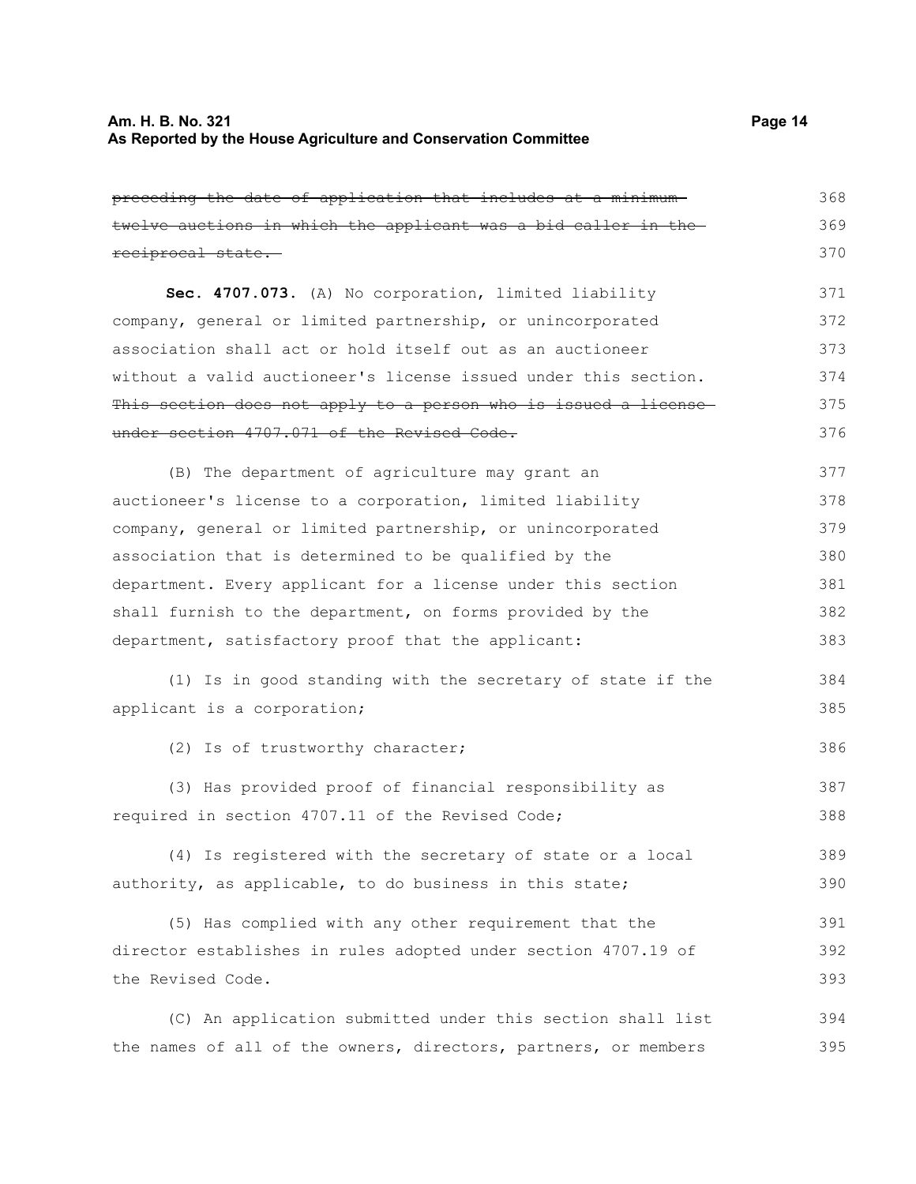~~preceding the date of application that includes at a minimum twelve auctions in which the applicant was a bid caller in the reciprocal state.~~

**Sec. 4707.073.** (A) No corporation, limited liability company, general or limited partnership, or unincorporated association shall act or hold itself out as an auctioneer without a valid auctioneer's license issued under this section. ~~This section does not apply to a person who is issued a license under section 4707.071 of the Revised Code.~~

(B) The department of agriculture may grant an auctioneer's license to a corporation, limited liability company, general or limited partnership, or unincorporated association that is determined to be qualified by the department. Every applicant for a license under this section shall furnish to the department, on forms provided by the department, satisfactory proof that the applicant:

(1) Is in good standing with the secretary of state if the applicant is a corporation;

(2) Is of trustworthy character;

(3) Has provided proof of financial responsibility as required in section 4707.11 of the Revised Code;

(4) Is registered with the secretary of state or a local authority, as applicable, to do business in this state;

(5) Has complied with any other requirement that the director establishes in rules adopted under section 4707.19 of the Revised Code.

(C) An application submitted under this section shall list the names of all of the owners, directors, partners, or members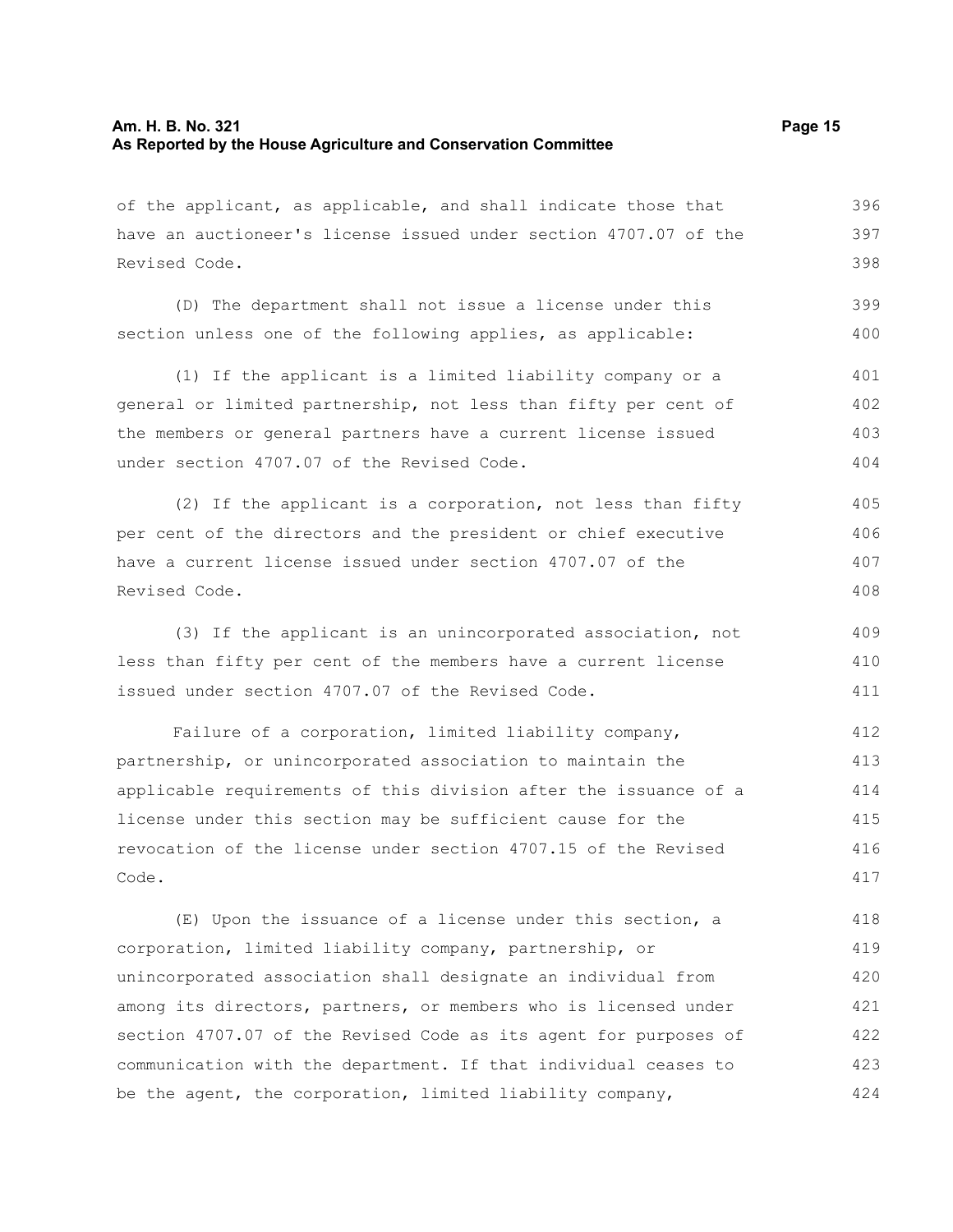of the applicant, as applicable, and shall indicate those that have an auctioneer's license issued under section 4707.07 of the Revised Code.

(D) The department shall not issue a license under this section unless one of the following applies, as applicable:

(1) If the applicant is a limited liability company or a general or limited partnership, not less than fifty per cent of the members or general partners have a current license issued under section 4707.07 of the Revised Code.

(2) If the applicant is a corporation, not less than fifty per cent of the directors and the president or chief executive have a current license issued under section 4707.07 of the Revised Code.

(3) If the applicant is an unincorporated association, not less than fifty per cent of the members have a current license issued under section 4707.07 of the Revised Code.

Failure of a corporation, limited liability company, partnership, or unincorporated association to maintain the applicable requirements of this division after the issuance of a license under this section may be sufficient cause for the revocation of the license under section 4707.15 of the Revised Code.

(E) Upon the issuance of a license under this section, a corporation, limited liability company, partnership, or unincorporated association shall designate an individual from among its directors, partners, or members who is licensed under section 4707.07 of the Revised Code as its agent for purposes of communication with the department. If that individual ceases to be the agent, the corporation, limited liability company,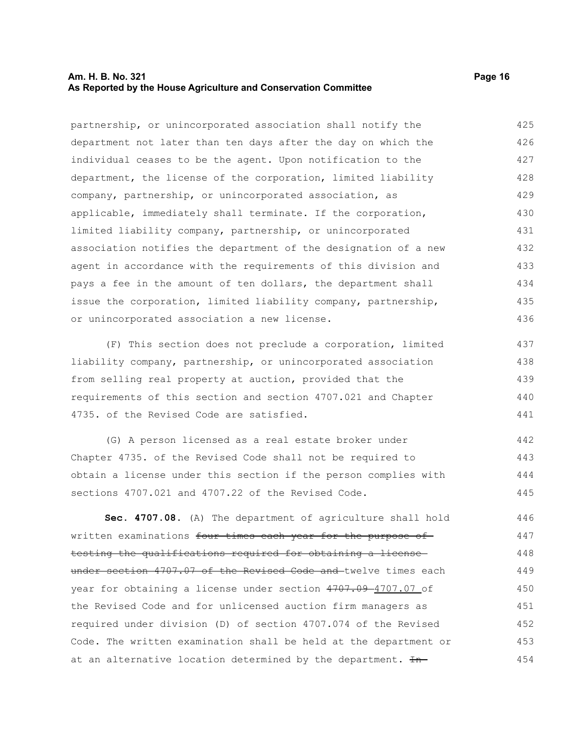partnership, or unincorporated association shall notify the department not later than ten days after the day on which the individual ceases to be the agent. Upon notification to the department, the license of the corporation, limited liability company, partnership, or unincorporated association, as applicable, immediately shall terminate. If the corporation, limited liability company, partnership, or unincorporated association notifies the department of the designation of a new agent in accordance with the requirements of this division and pays a fee in the amount of ten dollars, the department shall issue the corporation, limited liability company, partnership, or unincorporated association a new license.

(F) This section does not preclude a corporation, limited liability company, partnership, or unincorporated association from selling real property at auction, provided that the requirements of this section and section 4707.021 and Chapter 4735. of the Revised Code are satisfied.

(G) A person licensed as a real estate broker under Chapter 4735. of the Revised Code shall not be required to obtain a license under this section if the person complies with sections 4707.021 and 4707.22 of the Revised Code.

**Sec. 4707.08.** (A) The department of agriculture shall hold written examinations ~~four times each year for the purpose of testing the qualifications required for obtaining a license under section 4707.07 of the Revised Code and~~ twelve times each year for obtaining a license under section ~~4707.09~~ 4707.07 of the Revised Code and for unlicensed auction firm managers as required under division (D) of section 4707.074 of the Revised Code. The written examination shall be held at the department or at an alternative location determined by the department. ~~In~~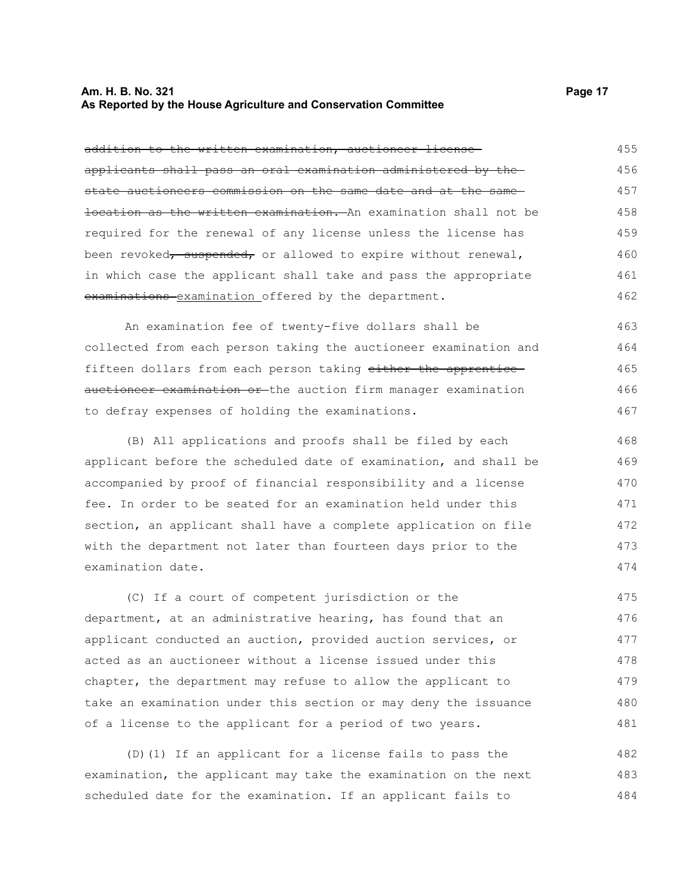~~addition to the written examination, auctioneer license applicants shall pass an oral examination administered by the state auctioneers commission on the same date and at the same location as the written examination.~~ An examination shall not be required for the renewal of any license unless the license has been revoked~~, suspended,~~ or allowed to expire without renewal, in which case the applicant shall take and pass the appropriate ~~examinations~~ examination offered by the department.

An examination fee of twenty-five dollars shall be collected from each person taking the auctioneer examination and fifteen dollars from each person taking ~~either the apprentice auctioneer examination or~~ the auction firm manager examination to defray expenses of holding the examinations.

(B) All applications and proofs shall be filed by each applicant before the scheduled date of examination, and shall be accompanied by proof of financial responsibility and a license fee. In order to be seated for an examination held under this section, an applicant shall have a complete application on file with the department not later than fourteen days prior to the examination date.

(C) If a court of competent jurisdiction or the department, at an administrative hearing, has found that an applicant conducted an auction, provided auction services, or acted as an auctioneer without a license issued under this chapter, the department may refuse to allow the applicant to take an examination under this section or may deny the issuance of a license to the applicant for a period of two years.

(D)(1) If an applicant for a license fails to pass the examination, the applicant may take the examination on the next scheduled date for the examination. If an applicant fails to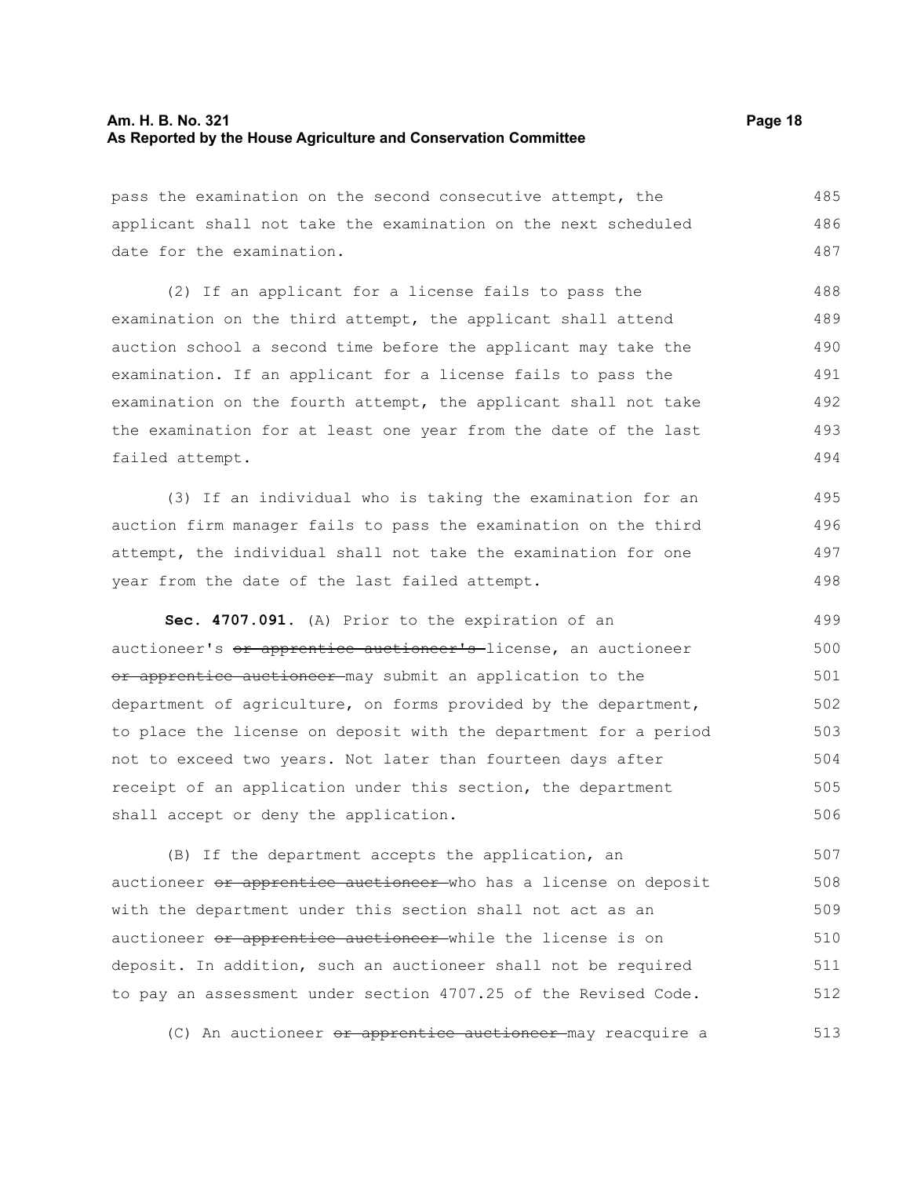pass the examination on the second consecutive attempt, the applicant shall not take the examination on the next scheduled date for the examination.

(2) If an applicant for a license fails to pass the examination on the third attempt, the applicant shall attend auction school a second time before the applicant may take the examination. If an applicant for a license fails to pass the examination on the fourth attempt, the applicant shall not take the examination for at least one year from the date of the last failed attempt.

(3) If an individual who is taking the examination for an auction firm manager fails to pass the examination on the third attempt, the individual shall not take the examination for one year from the date of the last failed attempt.

**Sec. 4707.091.** (A) Prior to the expiration of an auctioneer's ~~or apprentice auctioneer's~~ license, an auctioneer ~~or apprentice auctioneer~~ may submit an application to the department of agriculture, on forms provided by the department, to place the license on deposit with the department for a period not to exceed two years. Not later than fourteen days after receipt of an application under this section, the department shall accept or deny the application.

(B) If the department accepts the application, an auctioneer ~~or apprentice auctioneer~~ who has a license on deposit with the department under this section shall not act as an auctioneer ~~or apprentice auctioneer~~ while the license is on deposit. In addition, such an auctioneer shall not be required to pay an assessment under section 4707.25 of the Revised Code.

(C) An auctioneer ~~or apprentice auctioneer~~ may reacquire a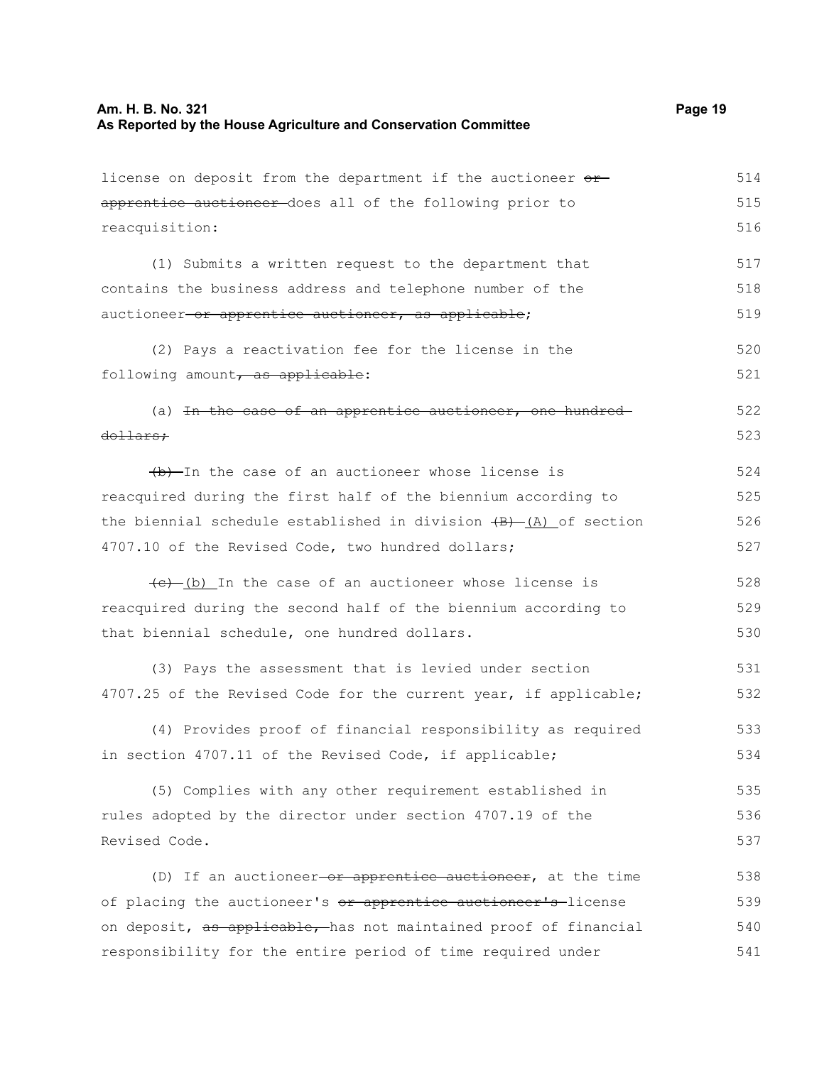license on deposit from the department if the auctioneer ~~or apprentice auctioneer~~ does all of the following prior to reacquisition:

(1) Submits a written request to the department that contains the business address and telephone number of the auctioneer~~ or apprentice auctioneer, as applicable~~;

(2) Pays a reactivation fee for the license in the following amount~~, as applicable~~:

(a) ~~In the case of an apprentice auctioneer, one hundred dollars;~~

~~(b)~~ In the case of an auctioneer whose license is reacquired during the first half of the biennium according to the biennial schedule established in division ~~(B)~~ (A) of section 4707.10 of the Revised Code, two hundred dollars;

~~(c)~~ (b) In the case of an auctioneer whose license is reacquired during the second half of the biennium according to that biennial schedule, one hundred dollars.

(3) Pays the assessment that is levied under section 4707.25 of the Revised Code for the current year, if applicable;

(4) Provides proof of financial responsibility as required in section 4707.11 of the Revised Code, if applicable;

(5) Complies with any other requirement established in rules adopted by the director under section 4707.19 of the Revised Code.

(D) If an auctioneer~~ or apprentice auctioneer~~, at the time of placing the auctioneer's ~~or apprentice auctioneer's~~ license on deposit, ~~as applicable,~~ has not maintained proof of financial responsibility for the entire period of time required under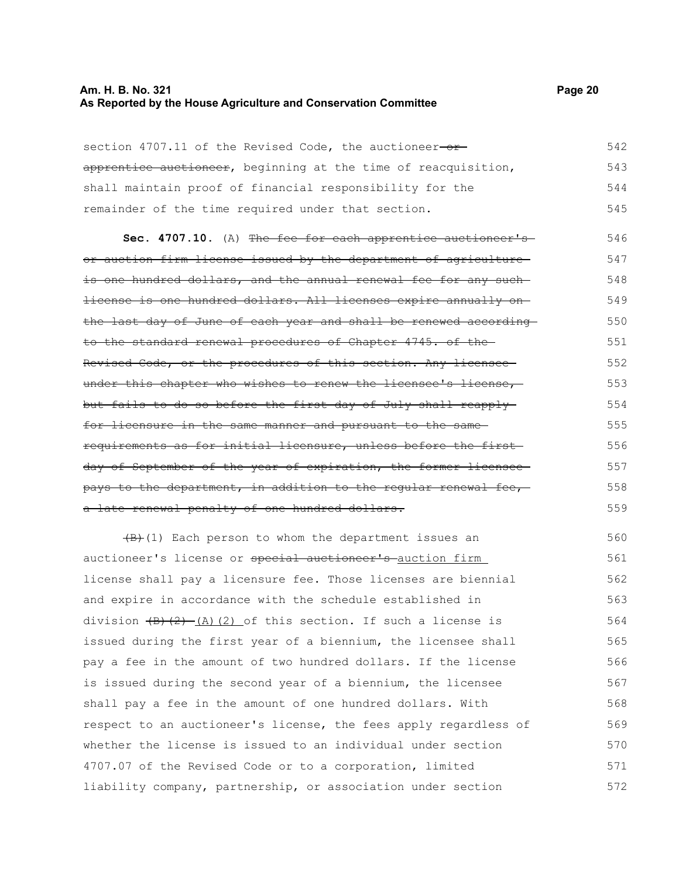section 4707.11 of the Revised Code, the auctioneer ~~or apprentice auctioneer~~, beginning at the time of reacquisition, shall maintain proof of financial responsibility for the remainder of the time required under that section.

**Sec. 4707.10.** (A) ~~The fee for each apprentice auctioneer's or auction firm license issued by the department of agriculture is one hundred dollars, and the annual renewal fee for any such license is one hundred dollars. All licenses expire annually on the last day of June of each year and shall be renewed according to the standard renewal procedures of Chapter 4745. of the Revised Code, or the procedures of this section. Any licensee under this chapter who wishes to renew the licensee's license, but fails to do so before the first day of July shall reapply for licensure in the same manner and pursuant to the same requirements as for initial licensure, unless before the first day of September of the year of expiration, the former licensee pays to the department, in addition to the regular renewal fee, a late renewal penalty of one hundred dollars.~~

~~(B)~~(1) Each person to whom the department issues an auctioneer's license or ~~special auctioneer's~~ auction firm license shall pay a licensure fee. Those licenses are biennial and expire in accordance with the schedule established in division ~~(B)(2)~~ (A)(2) of this section. If such a license is issued during the first year of a biennium, the licensee shall pay a fee in the amount of two hundred dollars. If the license is issued during the second year of a biennium, the licensee shall pay a fee in the amount of one hundred dollars. With respect to an auctioneer's license, the fees apply regardless of whether the license is issued to an individual under section 4707.07 of the Revised Code or to a corporation, limited liability company, partnership, or association under section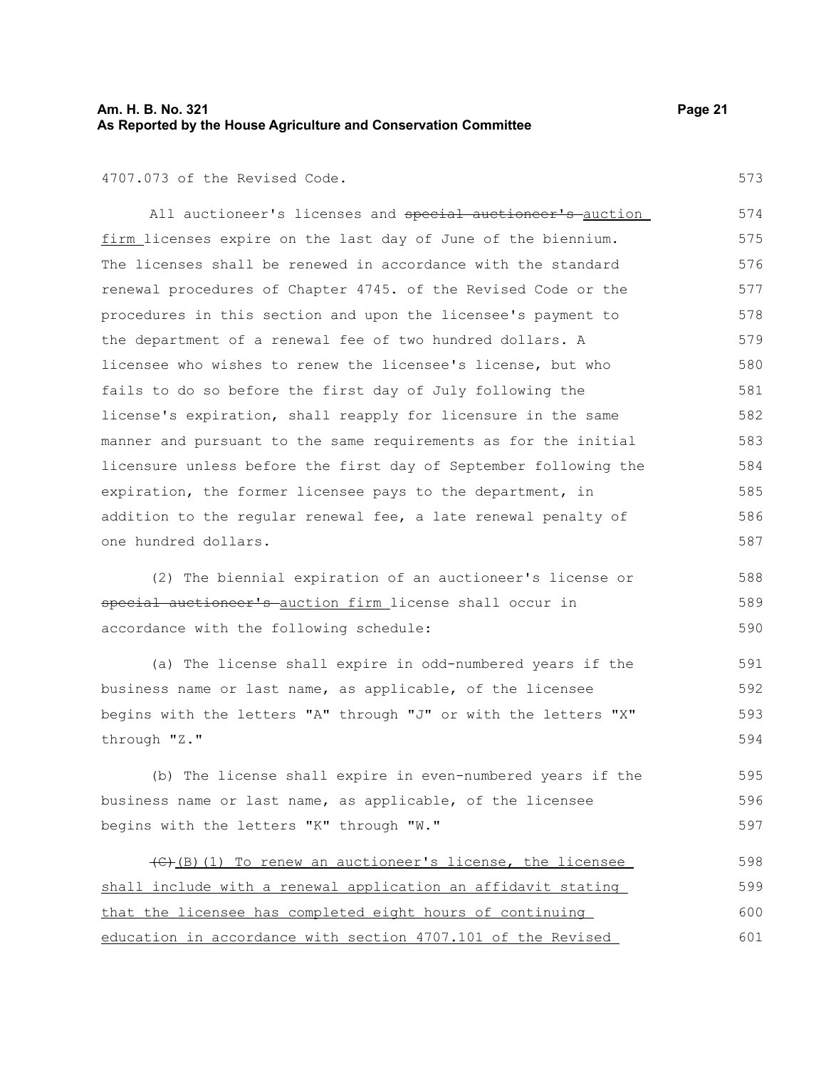4707.073 of the Revised Code.

All auctioneer's licenses and ~~special auctioneer's~~ auction firm licenses expire on the last day of June of the biennium. The licenses shall be renewed in accordance with the standard renewal procedures of Chapter 4745. of the Revised Code or the procedures in this section and upon the licensee's payment to the department of a renewal fee of two hundred dollars. A licensee who wishes to renew the licensee's license, but who fails to do so before the first day of July following the license's expiration, shall reapply for licensure in the same manner and pursuant to the same requirements as for the initial licensure unless before the first day of September following the expiration, the former licensee pays to the department, in addition to the regular renewal fee, a late renewal penalty of one hundred dollars.

(2) The biennial expiration of an auctioneer's license or ~~special auctioneer's~~ auction firm license shall occur in accordance with the following schedule:

(a) The license shall expire in odd-numbered years if the business name or last name, as applicable, of the licensee begins with the letters "A" through "J" or with the letters "X" through "Z."

(b) The license shall expire in even-numbered years if the business name or last name, as applicable, of the licensee begins with the letters "K" through "W."

~~(C)~~(B)(1) To renew an auctioneer's license, the licensee shall include with a renewal application an affidavit stating that the licensee has completed eight hours of continuing education in accordance with section 4707.101 of the Revised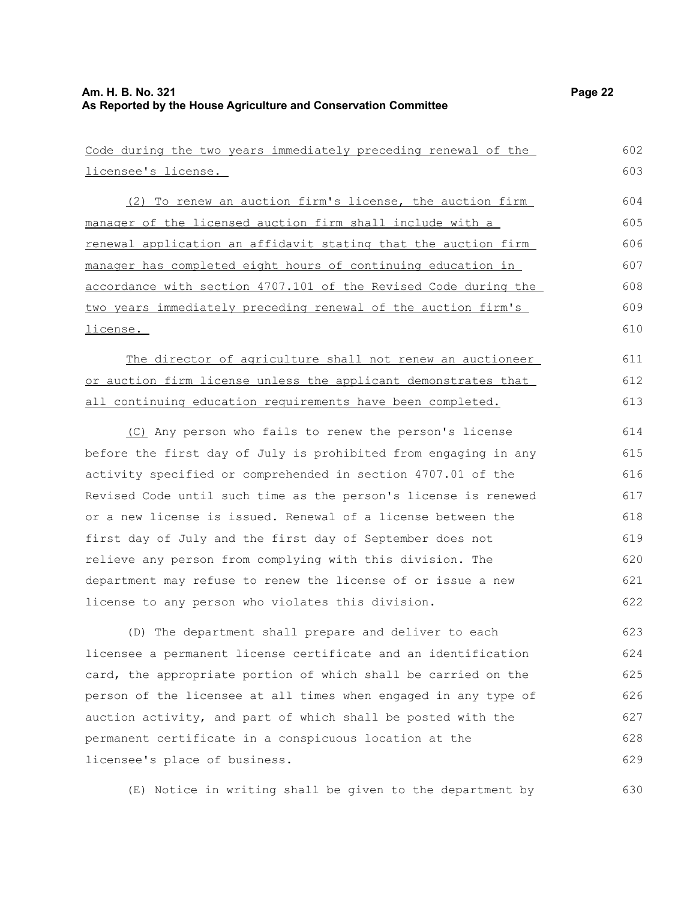Code during the two years immediately preceding renewal of the licensee's license.

(2) To renew an auction firm's license, the auction firm manager of the licensed auction firm shall include with a renewal application an affidavit stating that the auction firm manager has completed eight hours of continuing education in accordance with section 4707.101 of the Revised Code during the two years immediately preceding renewal of the auction firm's license.

The director of agriculture shall not renew an auctioneer or auction firm license unless the applicant demonstrates that all continuing education requirements have been completed.

(C) Any person who fails to renew the person's license before the first day of July is prohibited from engaging in any activity specified or comprehended in section 4707.01 of the Revised Code until such time as the person's license is renewed or a new license is issued. Renewal of a license between the first day of July and the first day of September does not relieve any person from complying with this division. The department may refuse to renew the license of or issue a new license to any person who violates this division.

(D) The department shall prepare and deliver to each licensee a permanent license certificate and an identification card, the appropriate portion of which shall be carried on the person of the licensee at all times when engaged in any type of auction activity, and part of which shall be posted with the permanent certificate in a conspicuous location at the licensee's place of business.

(E) Notice in writing shall be given to the department by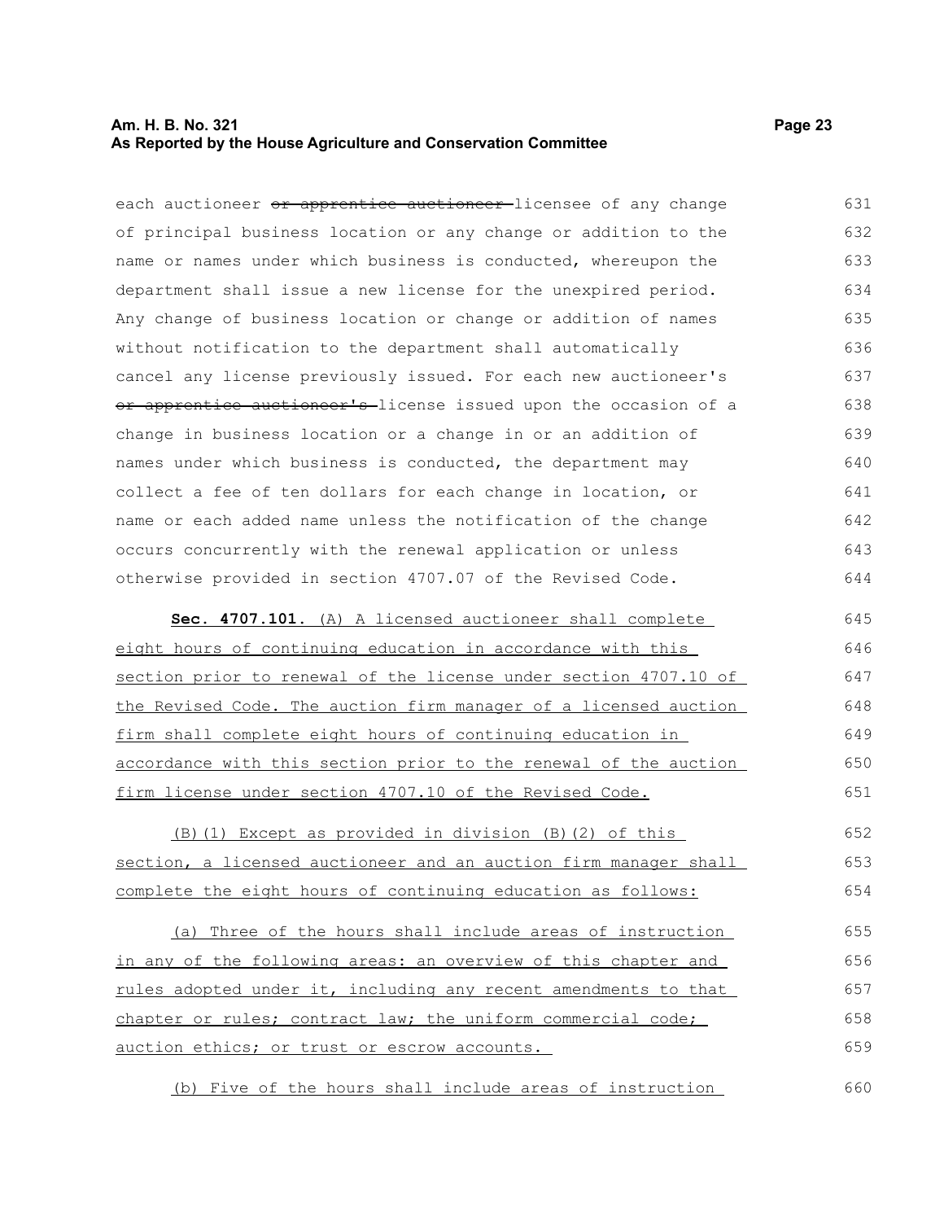each auctioneer ~~or apprentice auctioneer~~ licensee of any change of principal business location or any change or addition to the name or names under which business is conducted, whereupon the department shall issue a new license for the unexpired period. Any change of business location or change or addition of names without notification to the department shall automatically cancel any license previously issued. For each new auctioneer's ~~or apprentice auctioneer's~~ license issued upon the occasion of a change in business location or a change in or an addition of names under which business is conducted, the department may collect a fee of ten dollars for each change in location, or name or each added name unless the notification of the change occurs concurrently with the renewal application or unless otherwise provided in section 4707.07 of the Revised Code.

**Sec. 4707.101.** <u>(A) A licensed auctioneer shall complete eight hours of continuing education in accordance with this section prior to renewal of the license under section 4707.10 of the Revised Code. The auction firm manager of a licensed auction firm shall complete eight hours of continuing education in accordance with this section prior to the renewal of the auction firm license under section 4707.10 of the Revised Code.</u>

<u>(B)(1) Except as provided in division (B)(2) of this section, a licensed auctioneer and an auction firm manager shall complete the eight hours of continuing education as follows:</u>

<u>(a) Three of the hours shall include areas of instruction in any of the following areas: an overview of this chapter and rules adopted under it, including any recent amendments to that chapter or rules; contract law; the uniform commercial code; auction ethics; or trust or escrow accounts.</u>

<u>(b) Five of the hours shall include areas of instruction</u>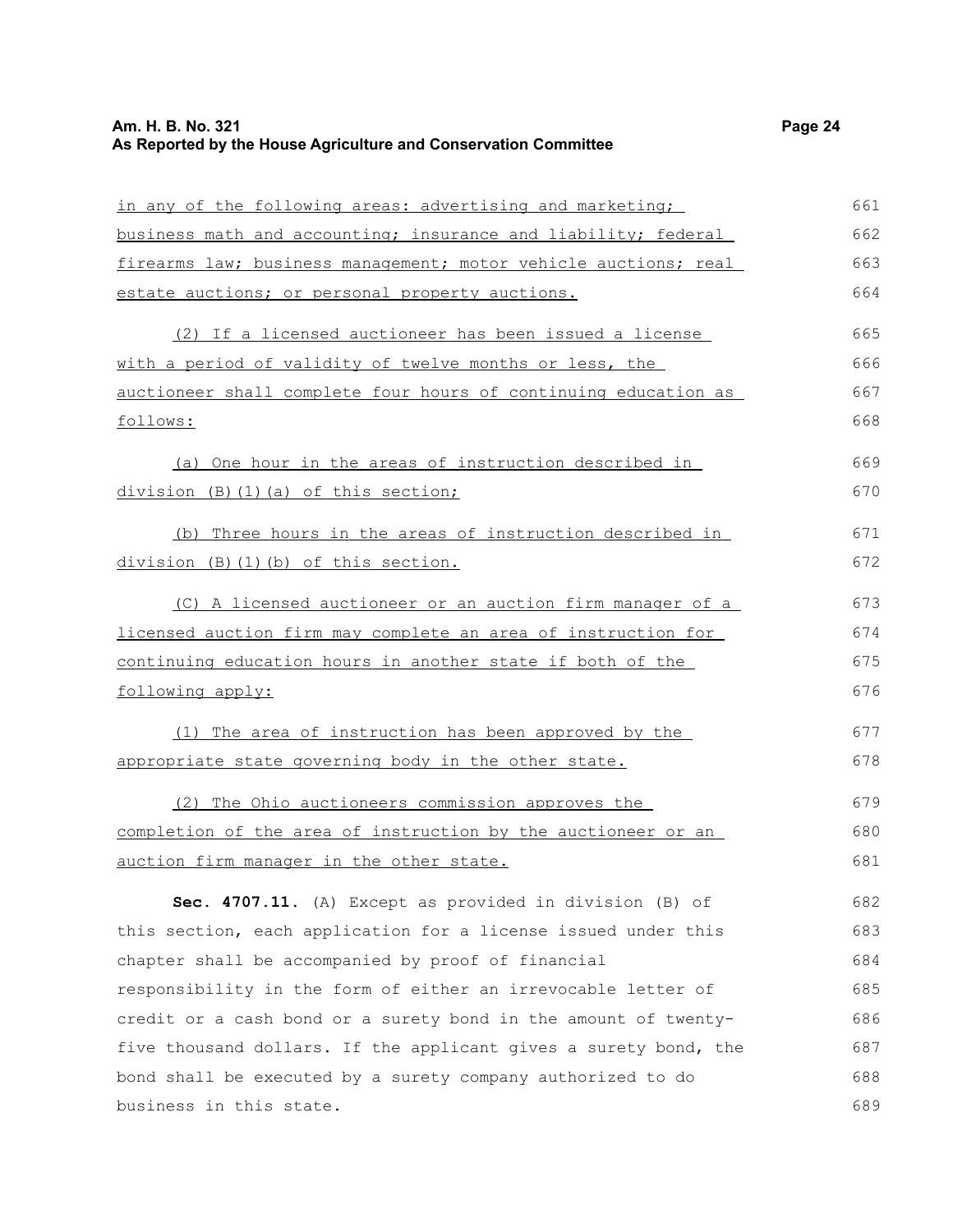in any of the following areas: advertising and marketing; business math and accounting; insurance and liability; federal firearms law; business management; motor vehicle auctions; real estate auctions; or personal property auctions.

(2) If a licensed auctioneer has been issued a license with a period of validity of twelve months or less, the auctioneer shall complete four hours of continuing education as follows:

(a) One hour in the areas of instruction described in division (B)(1)(a) of this section;

(b) Three hours in the areas of instruction described in division (B)(1)(b) of this section.

(C) A licensed auctioneer or an auction firm manager of a licensed auction firm may complete an area of instruction for continuing education hours in another state if both of the following apply:

(1) The area of instruction has been approved by the appropriate state governing body in the other state.

(2) The Ohio auctioneers commission approves the completion of the area of instruction by the auctioneer or an auction firm manager in the other state.

**Sec. 4707.11.** (A) Except as provided in division (B) of this section, each application for a license issued under this chapter shall be accompanied by proof of financial responsibility in the form of either an irrevocable letter of credit or a cash bond or a surety bond in the amount of twenty-five thousand dollars. If the applicant gives a surety bond, the bond shall be executed by a surety company authorized to do business in this state.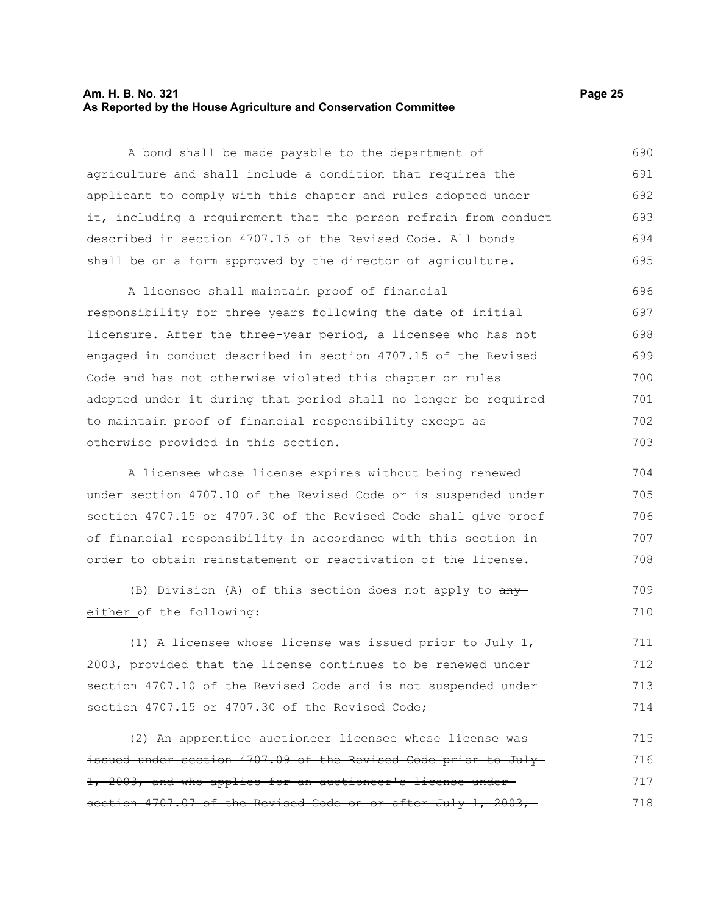A bond shall be made payable to the department of agriculture and shall include a condition that requires the applicant to comply with this chapter and rules adopted under it, including a requirement that the person refrain from conduct described in section 4707.15 of the Revised Code. All bonds shall be on a form approved by the director of agriculture.

A licensee shall maintain proof of financial responsibility for three years following the date of initial licensure. After the three-year period, a licensee who has not engaged in conduct described in section 4707.15 of the Revised Code and has not otherwise violated this chapter or rules adopted under it during that period shall no longer be required to maintain proof of financial responsibility except as otherwise provided in this section.

A licensee whose license expires without being renewed under section 4707.10 of the Revised Code or is suspended under section 4707.15 or 4707.30 of the Revised Code shall give proof of financial responsibility in accordance with this section in order to obtain reinstatement or reactivation of the license.

(B) Division (A) of this section does not apply to ~~any~~ either of the following:

(1) A licensee whose license was issued prior to July 1, 2003, provided that the license continues to be renewed under section 4707.10 of the Revised Code and is not suspended under section 4707.15 or 4707.30 of the Revised Code;

(2) ~~An apprentice auctioneer licensee whose license was issued under section 4707.09 of the Revised Code prior to July 1, 2003, and who applies for an auctioneer's license under section 4707.07 of the Revised Code on or after July 1, 2003,~~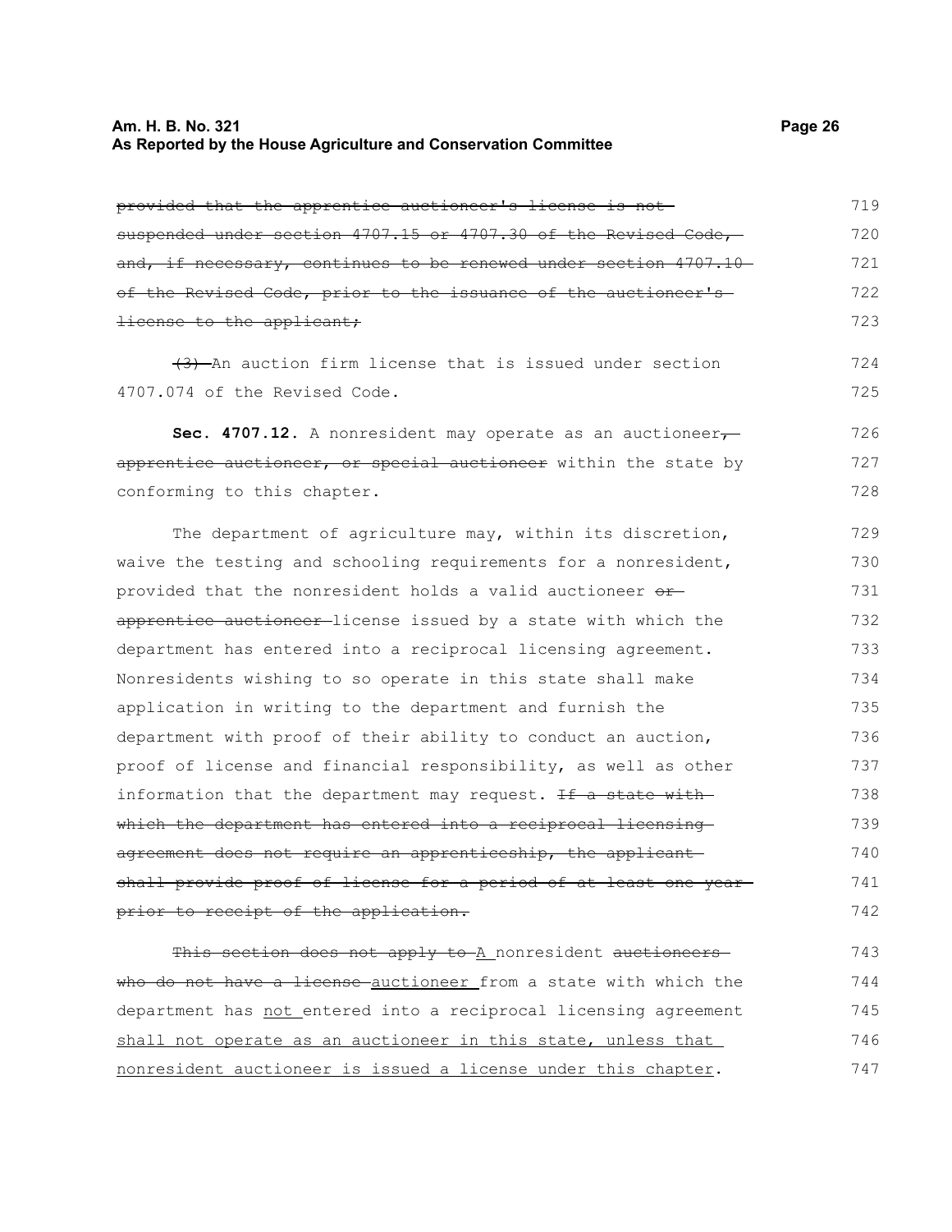~~provided that the apprentice auctioneer's license is not suspended under section 4707.15 or 4707.30 of the Revised Code, and, if necessary, continues to be renewed under section 4707.10 of the Revised Code, prior to the issuance of the auctioneer's license to the applicant;~~

~~(3)~~ An auction firm license that is issued under section 4707.074 of the Revised Code.

**Sec. 4707.12.** A nonresident may operate as an auctioneer~~, apprentice auctioneer, or special auctioneer~~ within the state by conforming to this chapter.

The department of agriculture may, within its discretion, waive the testing and schooling requirements for a nonresident, provided that the nonresident holds a valid auctioneer ~~or apprentice auctioneer~~ license issued by a state with which the department has entered into a reciprocal licensing agreement. Nonresidents wishing to so operate in this state shall make application in writing to the department and furnish the department with proof of their ability to conduct an auction, proof of license and financial responsibility, as well as other information that the department may request. ~~If a state with which the department has entered into a reciprocal licensing agreement does not require an apprenticeship, the applicant shall provide proof of license for a period of at least one year prior to receipt of the application.~~

~~This section does not apply to~~ <u>A</u> nonresident ~~auctioneers who do not have a license~~ <u>auctioneer</u> from a state with which the department has <u>not</u> entered into a reciprocal licensing agreement <u>shall not operate as an auctioneer in this state, unless that nonresident auctioneer is issued a license under this chapter</u>.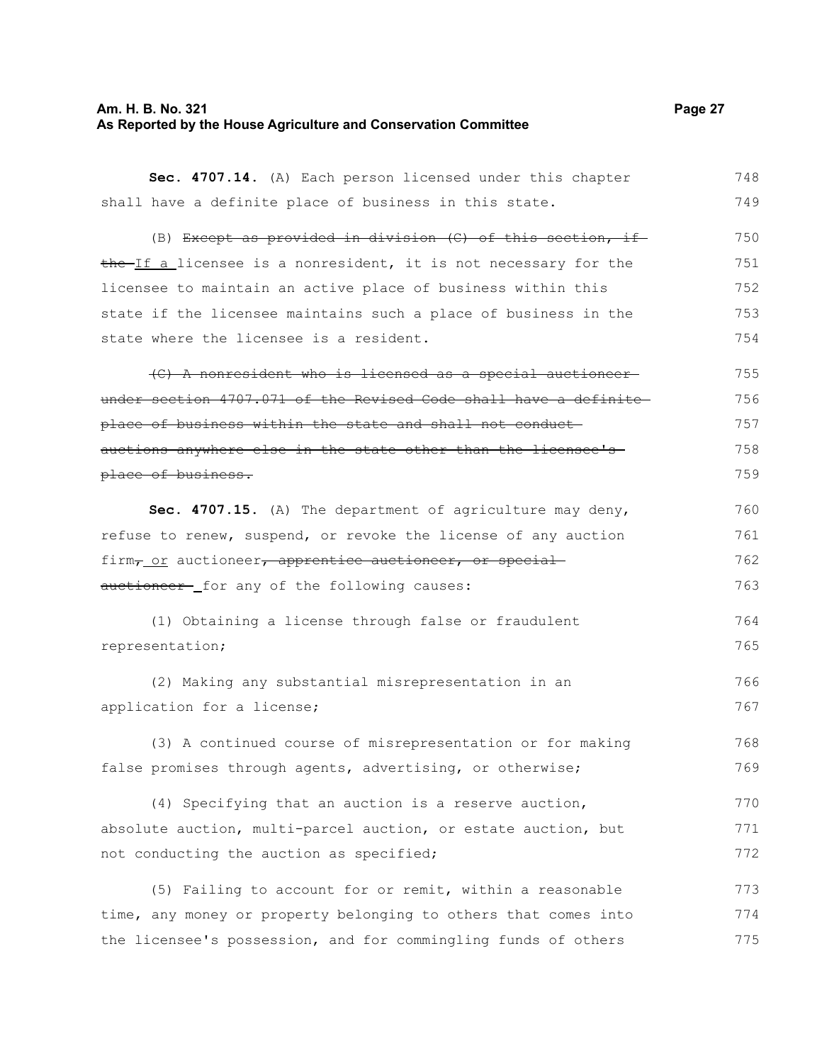**Sec. 4707.14.** (A) Each person licensed under this chapter shall have a definite place of business in this state.

(B) ~~Except as provided in division (C) of this section, if the~~ <u>If a</u> licensee is a nonresident, it is not necessary for the licensee to maintain an active place of business within this state if the licensee maintains such a place of business in the state where the licensee is a resident.

~~(C) A nonresident who is licensed as a special auctioneer under section 4707.071 of the Revised Code shall have a definite place of business within the state and shall not conduct auctions anywhere else in the state other than the licensee's place of business.~~

**Sec. 4707.15.** (A) The department of agriculture may deny, refuse to renew, suspend, or revoke the license of any auction firm~~,~~ <u>or</u> auctioneer~~, apprentice auctioneer, or special auctioneer~~ for any of the following causes:

(1) Obtaining a license through false or fraudulent representation;

(2) Making any substantial misrepresentation in an application for a license;

(3) A continued course of misrepresentation or for making false promises through agents, advertising, or otherwise;

(4) Specifying that an auction is a reserve auction, absolute auction, multi-parcel auction, or estate auction, but not conducting the auction as specified;

(5) Failing to account for or remit, within a reasonable time, any money or property belonging to others that comes into the licensee's possession, and for commingling funds of others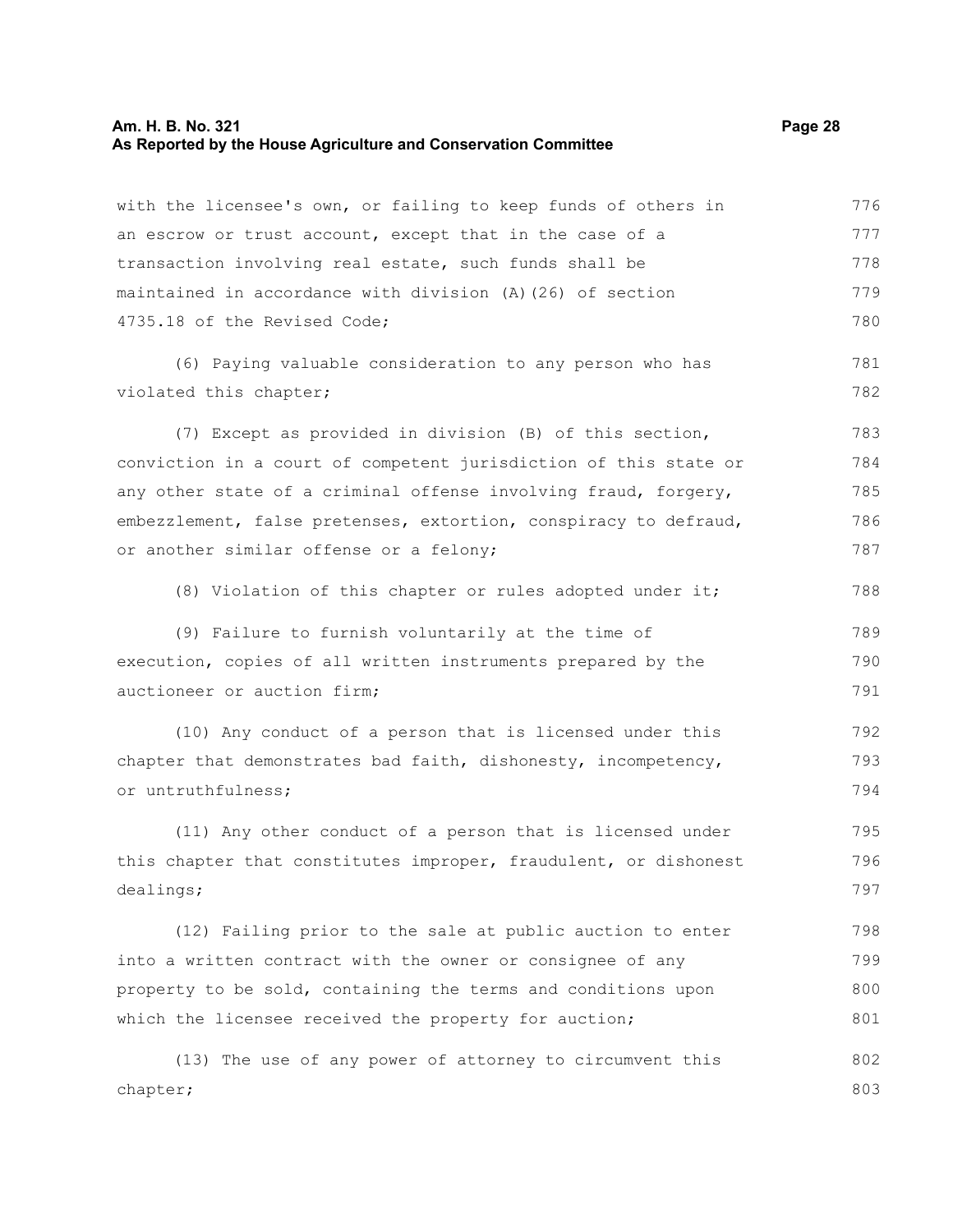with the licensee's own, or failing to keep funds of others in an escrow or trust account, except that in the case of a transaction involving real estate, such funds shall be maintained in accordance with division (A)(26) of section 4735.18 of the Revised Code;

(6) Paying valuable consideration to any person who has violated this chapter;

(7) Except as provided in division (B) of this section, conviction in a court of competent jurisdiction of this state or any other state of a criminal offense involving fraud, forgery, embezzlement, false pretenses, extortion, conspiracy to defraud, or another similar offense or a felony;

(8) Violation of this chapter or rules adopted under it;

(9) Failure to furnish voluntarily at the time of execution, copies of all written instruments prepared by the auctioneer or auction firm;

(10) Any conduct of a person that is licensed under this chapter that demonstrates bad faith, dishonesty, incompetency, or untruthfulness;

(11) Any other conduct of a person that is licensed under this chapter that constitutes improper, fraudulent, or dishonest dealings;

(12) Failing prior to the sale at public auction to enter into a written contract with the owner or consignee of any property to be sold, containing the terms and conditions upon which the licensee received the property for auction;

(13) The use of any power of attorney to circumvent this chapter;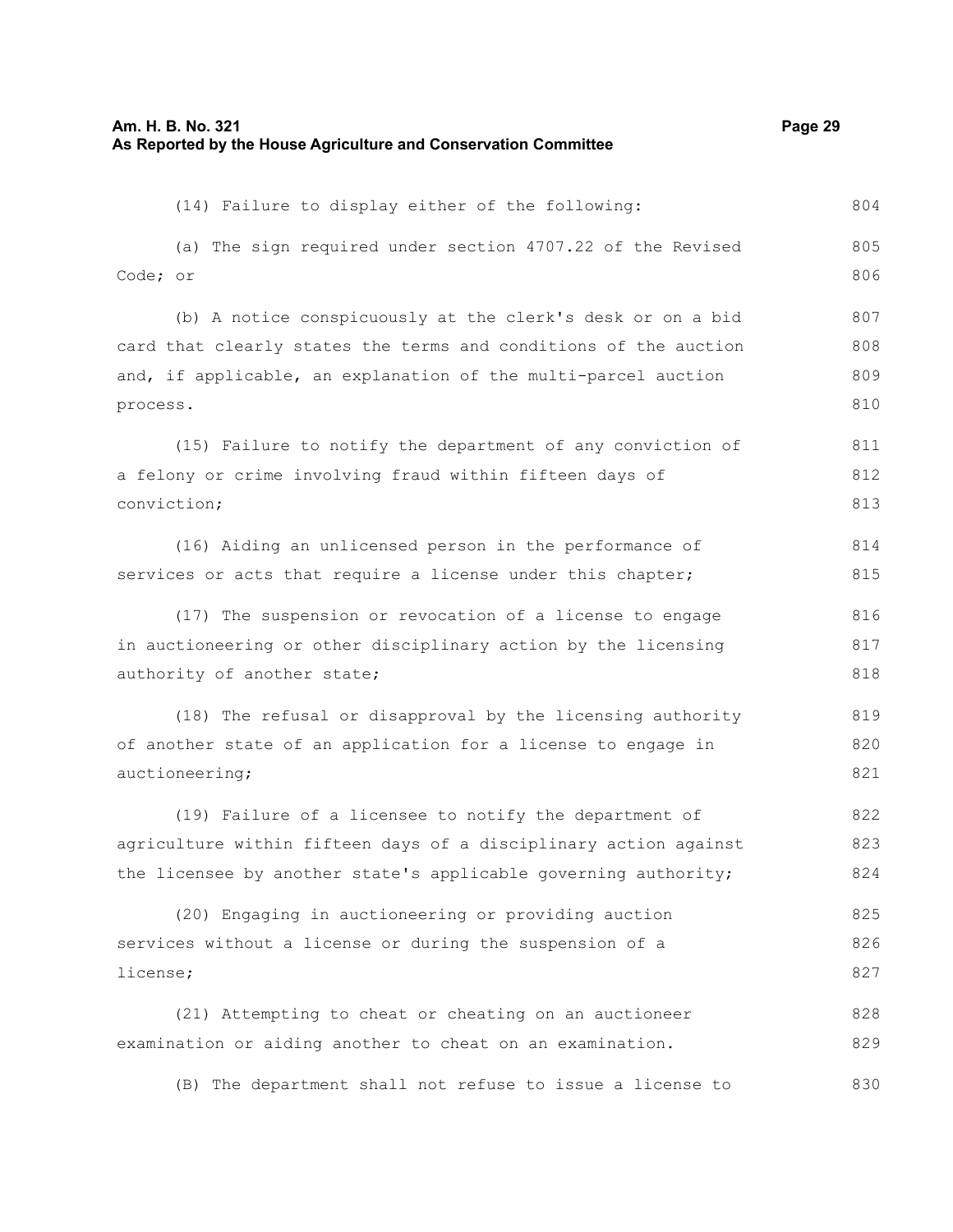(14) Failure to display either of the following:

(a) The sign required under section 4707.22 of the Revised Code; or

(b) A notice conspicuously at the clerk's desk or on a bid card that clearly states the terms and conditions of the auction and, if applicable, an explanation of the multi-parcel auction process.

(15) Failure to notify the department of any conviction of a felony or crime involving fraud within fifteen days of conviction;

(16) Aiding an unlicensed person in the performance of services or acts that require a license under this chapter;

(17) The suspension or revocation of a license to engage in auctioneering or other disciplinary action by the licensing authority of another state;

(18) The refusal or disapproval by the licensing authority of another state of an application for a license to engage in auctioneering;

(19) Failure of a licensee to notify the department of agriculture within fifteen days of a disciplinary action against the licensee by another state's applicable governing authority;

(20) Engaging in auctioneering or providing auction services without a license or during the suspension of a license;

(21) Attempting to cheat or cheating on an auctioneer examination or aiding another to cheat on an examination.

(B) The department shall not refuse to issue a license to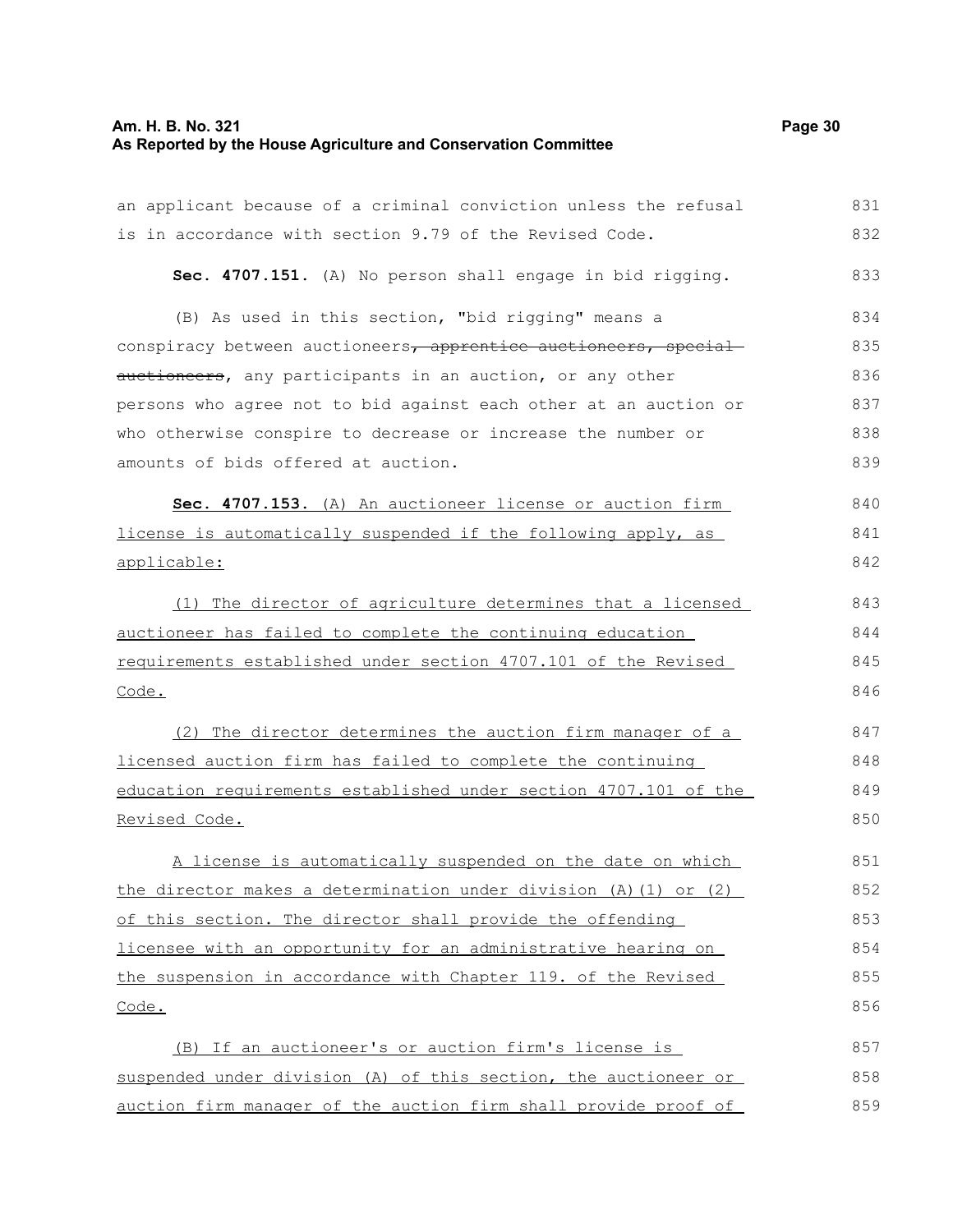an applicant because of a criminal conviction unless the refusal is in accordance with section 9.79 of the Revised Code.

**Sec. 4707.151.** (A) No person shall engage in bid rigging.

(B) As used in this section, "bid rigging" means a conspiracy between auctioneers~~, apprentice auctioneers, special auctioneers~~, any participants in an auction, or any other persons who agree not to bid against each other at an auction or who otherwise conspire to decrease or increase the number or amounts of bids offered at auction.

**Sec. 4707.153.** <u>(A) An auctioneer license or auction firm license is automatically suspended if the following apply, as applicable:</u>

<u>(1) The director of agriculture determines that a licensed auctioneer has failed to complete the continuing education requirements established under section 4707.101 of the Revised Code.</u>

<u>(2) The director determines the auction firm manager of a licensed auction firm has failed to complete the continuing education requirements established under section 4707.101 of the Revised Code.</u>

<u>A license is automatically suspended on the date on which the director makes a determination under division (A)(1) or (2) of this section. The director shall provide the offending licensee with an opportunity for an administrative hearing on the suspension in accordance with Chapter 119. of the Revised Code.</u>

<u>(B) If an auctioneer's or auction firm's license is suspended under division (A) of this section, the auctioneer or auction firm manager of the auction firm shall provide proof of</u>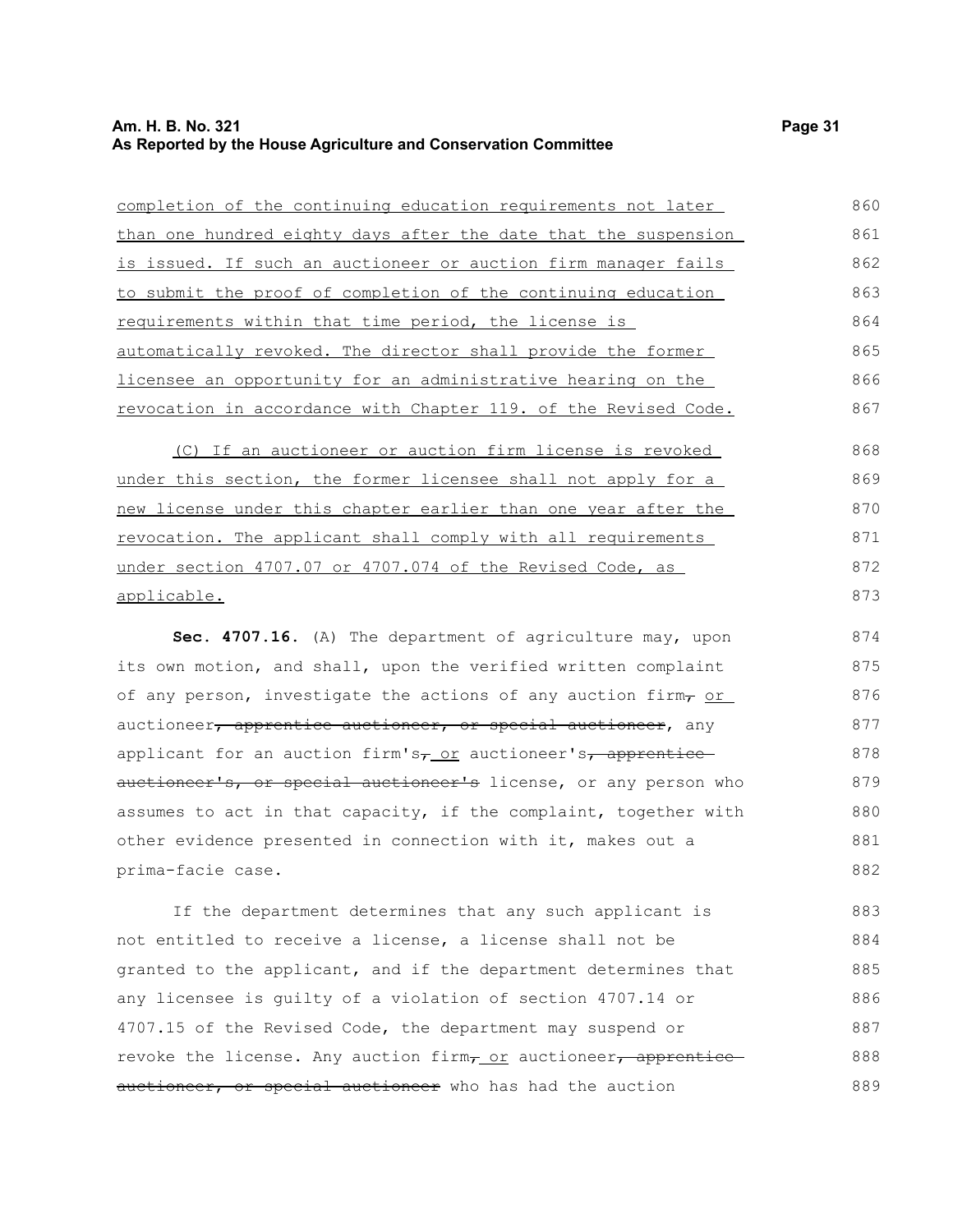completion of the continuing education requirements not later than one hundred eighty days after the date that the suspension is issued. If such an auctioneer or auction firm manager fails to submit the proof of completion of the continuing education requirements within that time period, the license is automatically revoked. The director shall provide the former licensee an opportunity for an administrative hearing on the revocation in accordance with Chapter 119. of the Revised Code.

(C) If an auctioneer or auction firm license is revoked under this section, the former licensee shall not apply for a new license under this chapter earlier than one year after the revocation. The applicant shall comply with all requirements under section 4707.07 or 4707.074 of the Revised Code, as applicable.

**Sec. 4707.16.** (A) The department of agriculture may, upon its own motion, and shall, upon the verified written complaint of any person, investigate the actions of any auction firm, or auctioneer, apprentice auctioneer, or special auctioneer, any applicant for an auction firm's, or auctioneer's, apprentice auctioneer's, or special auctioneer's license, or any person who assumes to act in that capacity, if the complaint, together with other evidence presented in connection with it, makes out a prima-facie case.

If the department determines that any such applicant is not entitled to receive a license, a license shall not be granted to the applicant, and if the department determines that any licensee is guilty of a violation of section 4707.14 or 4707.15 of the Revised Code, the department may suspend or revoke the license. Any auction firm, or auctioneer, apprentice auctioneer, or special auctioneer who has had the auction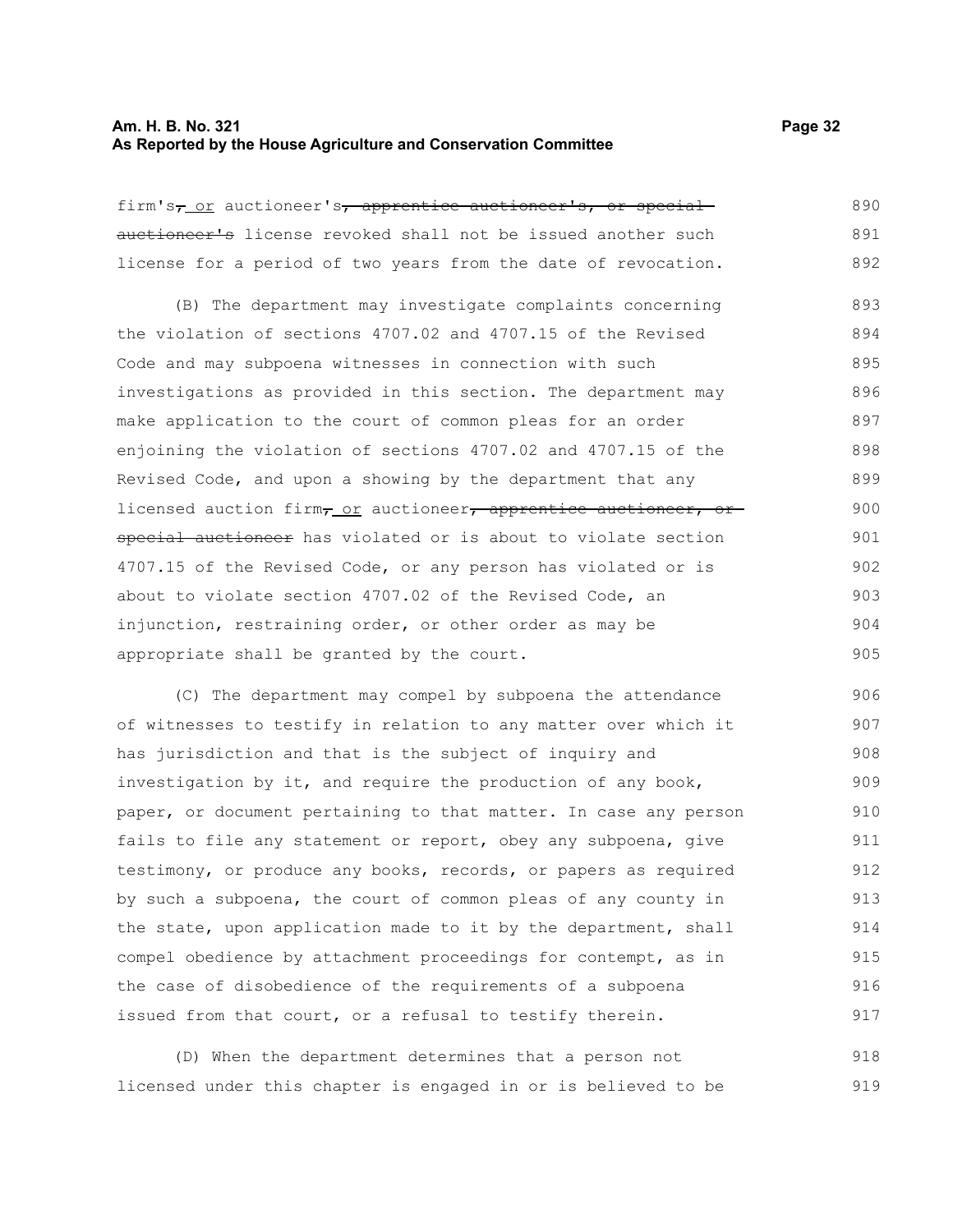firm's~~,~~ or auctioneer's~~, apprentice auctioneer's, or special auctioneer's~~ license revoked shall not be issued another such license for a period of two years from the date of revocation.

(B) The department may investigate complaints concerning the violation of sections 4707.02 and 4707.15 of the Revised Code and may subpoena witnesses in connection with such investigations as provided in this section. The department may make application to the court of common pleas for an order enjoining the violation of sections 4707.02 and 4707.15 of the Revised Code, and upon a showing by the department that any licensed auction firm~~,~~ or auctioneer~~, apprentice auctioneer, or special auctioneer~~ has violated or is about to violate section 4707.15 of the Revised Code, or any person has violated or is about to violate section 4707.02 of the Revised Code, an injunction, restraining order, or other order as may be appropriate shall be granted by the court.

(C) The department may compel by subpoena the attendance of witnesses to testify in relation to any matter over which it has jurisdiction and that is the subject of inquiry and investigation by it, and require the production of any book, paper, or document pertaining to that matter. In case any person fails to file any statement or report, obey any subpoena, give testimony, or produce any books, records, or papers as required by such a subpoena, the court of common pleas of any county in the state, upon application made to it by the department, shall compel obedience by attachment proceedings for contempt, as in the case of disobedience of the requirements of a subpoena issued from that court, or a refusal to testify therein.

(D) When the department determines that a person not licensed under this chapter is engaged in or is believed to be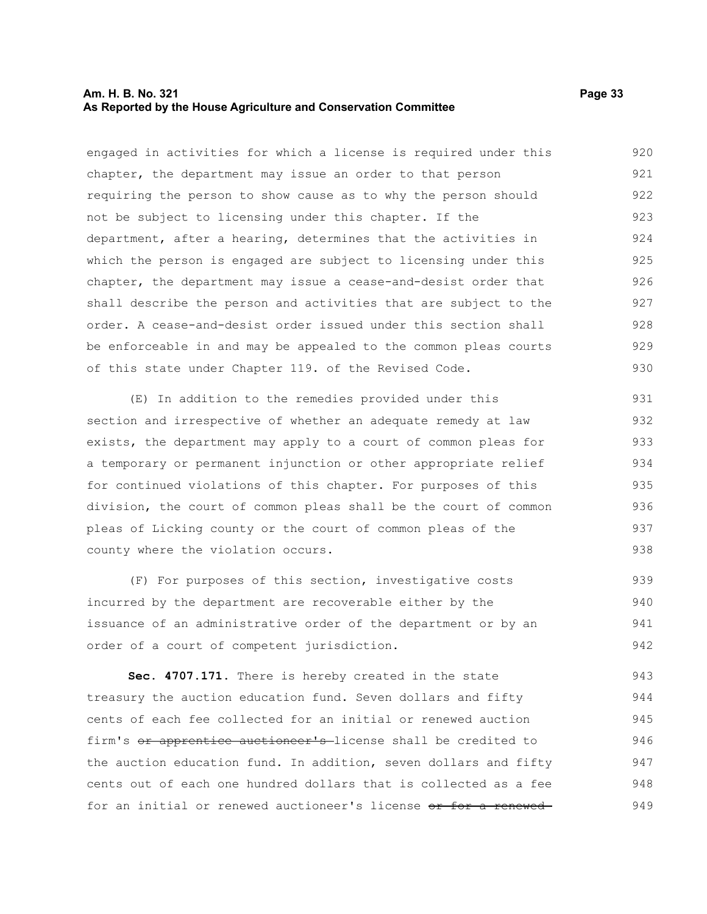engaged in activities for which a license is required under this chapter, the department may issue an order to that person requiring the person to show cause as to why the person should not be subject to licensing under this chapter. If the department, after a hearing, determines that the activities in which the person is engaged are subject to licensing under this chapter, the department may issue a cease-and-desist order that shall describe the person and activities that are subject to the order. A cease-and-desist order issued under this section shall be enforceable in and may be appealed to the common pleas courts of this state under Chapter 119. of the Revised Code.

(E) In addition to the remedies provided under this section and irrespective of whether an adequate remedy at law exists, the department may apply to a court of common pleas for a temporary or permanent injunction or other appropriate relief for continued violations of this chapter. For purposes of this division, the court of common pleas shall be the court of common pleas of Licking county or the court of common pleas of the county where the violation occurs.

(F) For purposes of this section, investigative costs incurred by the department are recoverable either by the issuance of an administrative order of the department or by an order of a court of competent jurisdiction.

**Sec. 4707.171.** There is hereby created in the state treasury the auction education fund. Seven dollars and fifty cents of each fee collected for an initial or renewed auction firm's ~~or apprentice auctioneer's~~ license shall be credited to the auction education fund. In addition, seven dollars and fifty cents out of each one hundred dollars that is collected as a fee for an initial or renewed auctioneer's license ~~or for a renewed~~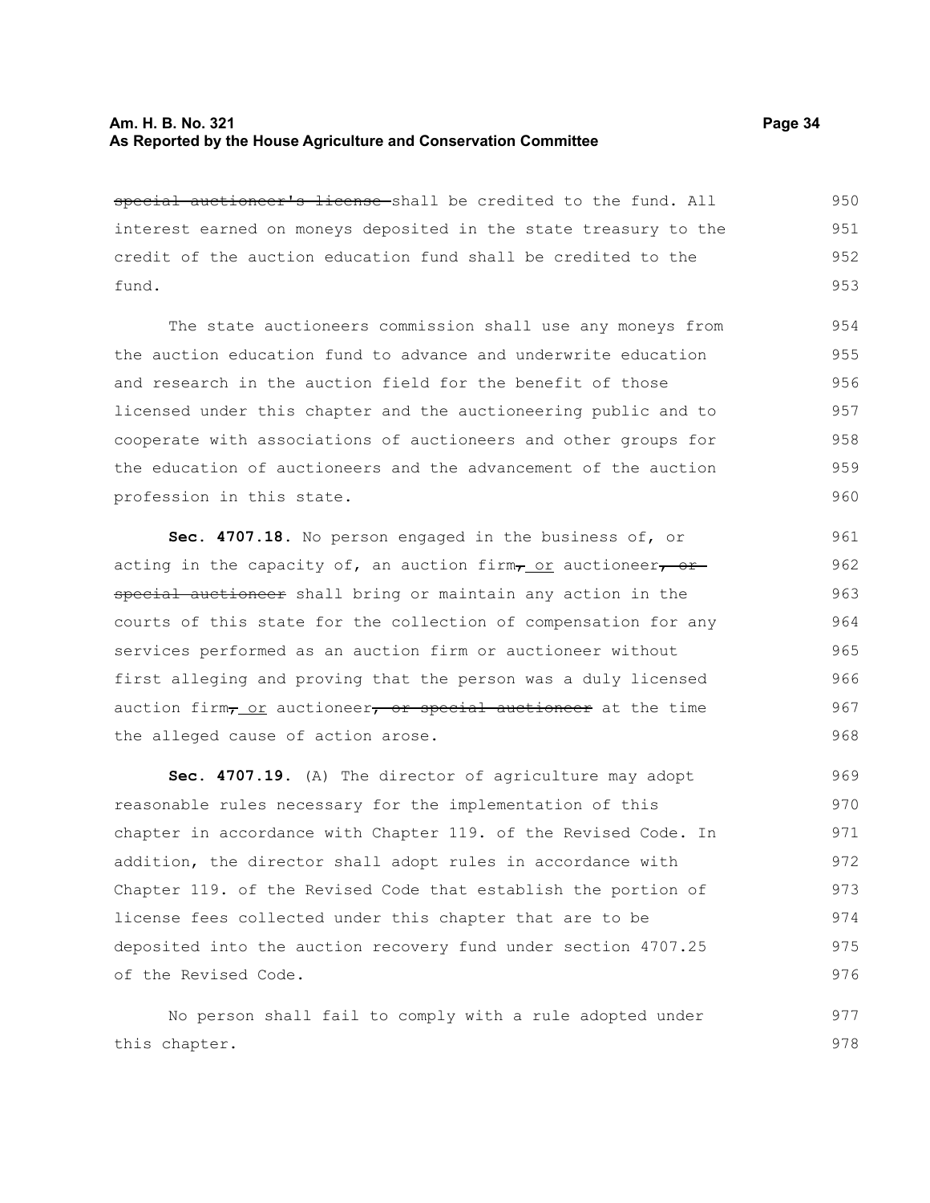~~special auctioneer's license~~ shall be credited to the fund. All interest earned on moneys deposited in the state treasury to the credit of the auction education fund shall be credited to the fund.

The state auctioneers commission shall use any moneys from the auction education fund to advance and underwrite education and research in the auction field for the benefit of those licensed under this chapter and the auctioneering public and to cooperate with associations of auctioneers and other groups for the education of auctioneers and the advancement of the auction profession in this state.

**Sec. 4707.18.** No person engaged in the business of, or acting in the capacity of, an auction firm~~,~~ or auctioneer~~, or special auctioneer~~ shall bring or maintain any action in the courts of this state for the collection of compensation for any services performed as an auction firm or auctioneer without first alleging and proving that the person was a duly licensed auction firm~~,~~ or auctioneer~~, or special auctioneer~~ at the time the alleged cause of action arose.

**Sec. 4707.19.** (A) The director of agriculture may adopt reasonable rules necessary for the implementation of this chapter in accordance with Chapter 119. of the Revised Code. In addition, the director shall adopt rules in accordance with Chapter 119. of the Revised Code that establish the portion of license fees collected under this chapter that are to be deposited into the auction recovery fund under section 4707.25 of the Revised Code.

No person shall fail to comply with a rule adopted under this chapter.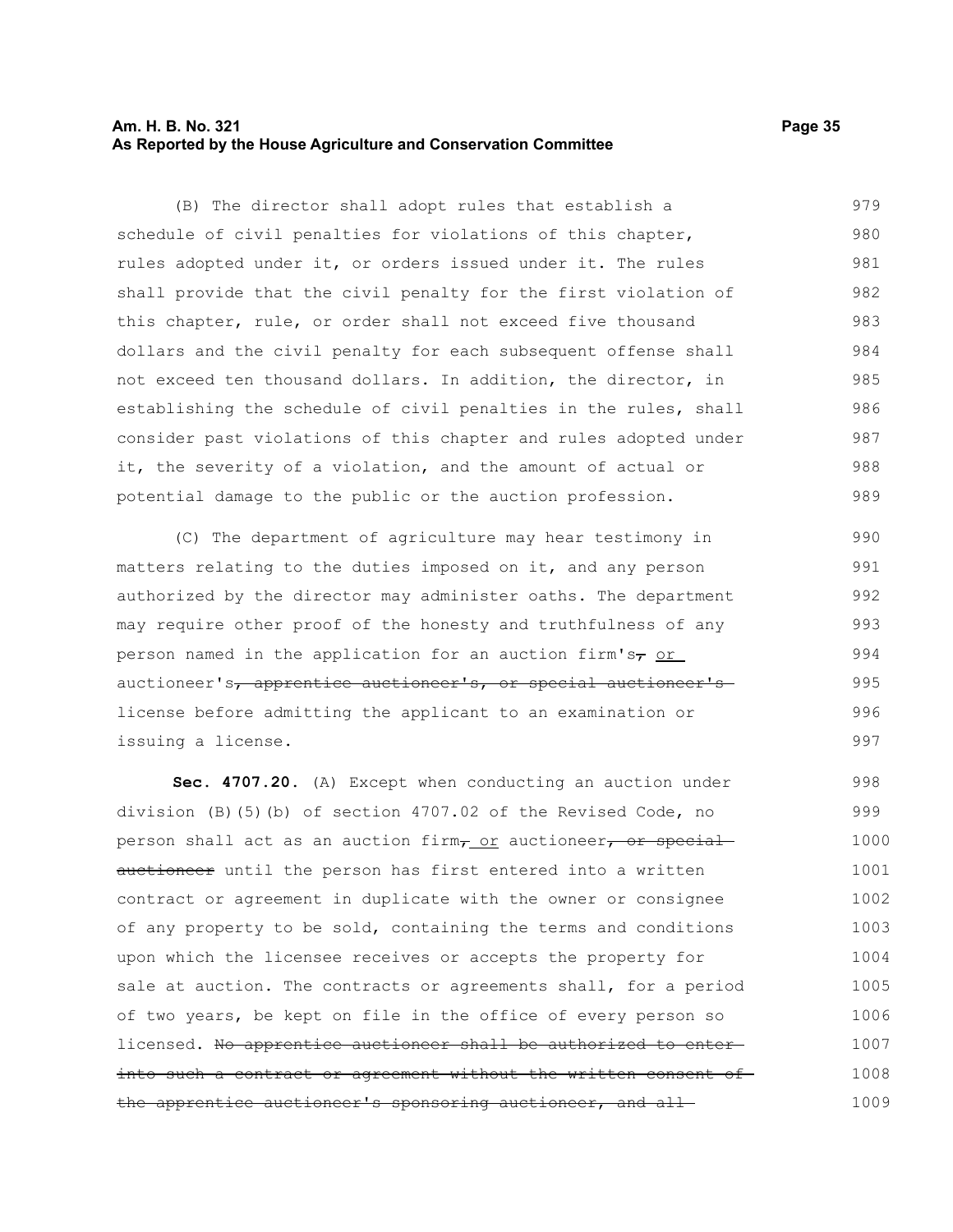(B) The director shall adopt rules that establish a schedule of civil penalties for violations of this chapter, rules adopted under it, or orders issued under it. The rules shall provide that the civil penalty for the first violation of this chapter, rule, or order shall not exceed five thousand dollars and the civil penalty for each subsequent offense shall not exceed ten thousand dollars. In addition, the director, in establishing the schedule of civil penalties in the rules, shall consider past violations of this chapter and rules adopted under it, the severity of a violation, and the amount of actual or potential damage to the public or the auction profession.

(C) The department of agriculture may hear testimony in matters relating to the duties imposed on it, and any person authorized by the director may administer oaths. The department may require other proof of the honesty and truthfulness of any person named in the application for an auction firm's~~,~~ <u>or</u> auctioneer's~~, apprentice auctioneer's, or special auctioneer's~~ license before admitting the applicant to an examination or issuing a license.

**Sec. 4707.20.** (A) Except when conducting an auction under division (B)(5)(b) of section 4707.02 of the Revised Code, no person shall act as an auction firm~~,~~ <u>or</u> auctioneer~~, or special auctioneer~~ until the person has first entered into a written contract or agreement in duplicate with the owner or consignee of any property to be sold, containing the terms and conditions upon which the licensee receives or accepts the property for sale at auction. The contracts or agreements shall, for a period of two years, be kept on file in the office of every person so licensed. ~~No apprentice auctioneer shall be authorized to enter into such a contract or agreement without the written consent of the apprentice auctioneer's sponsoring auctioneer, and all~~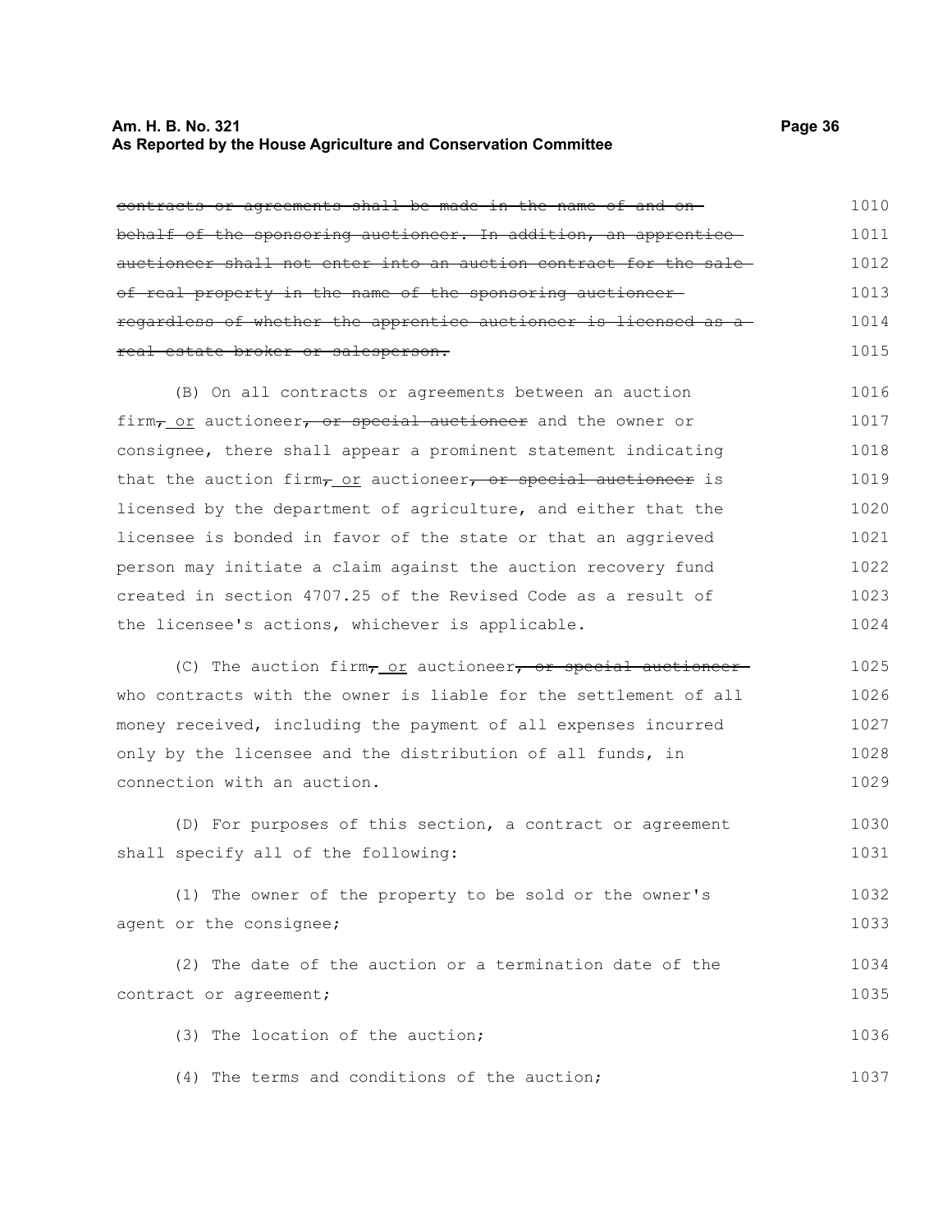~~contracts or agreements shall be made in the name of and on behalf of the sponsoring auctioneer. In addition, an apprentice auctioneer shall not enter into an auction contract for the sale of real property in the name of the sponsoring auctioneer regardless of whether the apprentice auctioneer is licensed as a real estate broker or salesperson.~~

(B) On all contracts or agreements between an auction firm~~,~~ or auctioneer~~, or special auctioneer~~ and the owner or consignee, there shall appear a prominent statement indicating that the auction firm~~,~~ or auctioneer~~, or special auctioneer~~ is licensed by the department of agriculture, and either that the licensee is bonded in favor of the state or that an aggrieved person may initiate a claim against the auction recovery fund created in section 4707.25 of the Revised Code as a result of the licensee's actions, whichever is applicable.

(C) The auction firm~~,~~ or auctioneer~~, or special auctioneer~~ who contracts with the owner is liable for the settlement of all money received, including the payment of all expenses incurred only by the licensee and the distribution of all funds, in connection with an auction.

(D) For purposes of this section, a contract or agreement shall specify all of the following:

(1) The owner of the property to be sold or the owner's agent or the consignee;

(2) The date of the auction or a termination date of the contract or agreement;

(3) The location of the auction;

(4) The terms and conditions of the auction;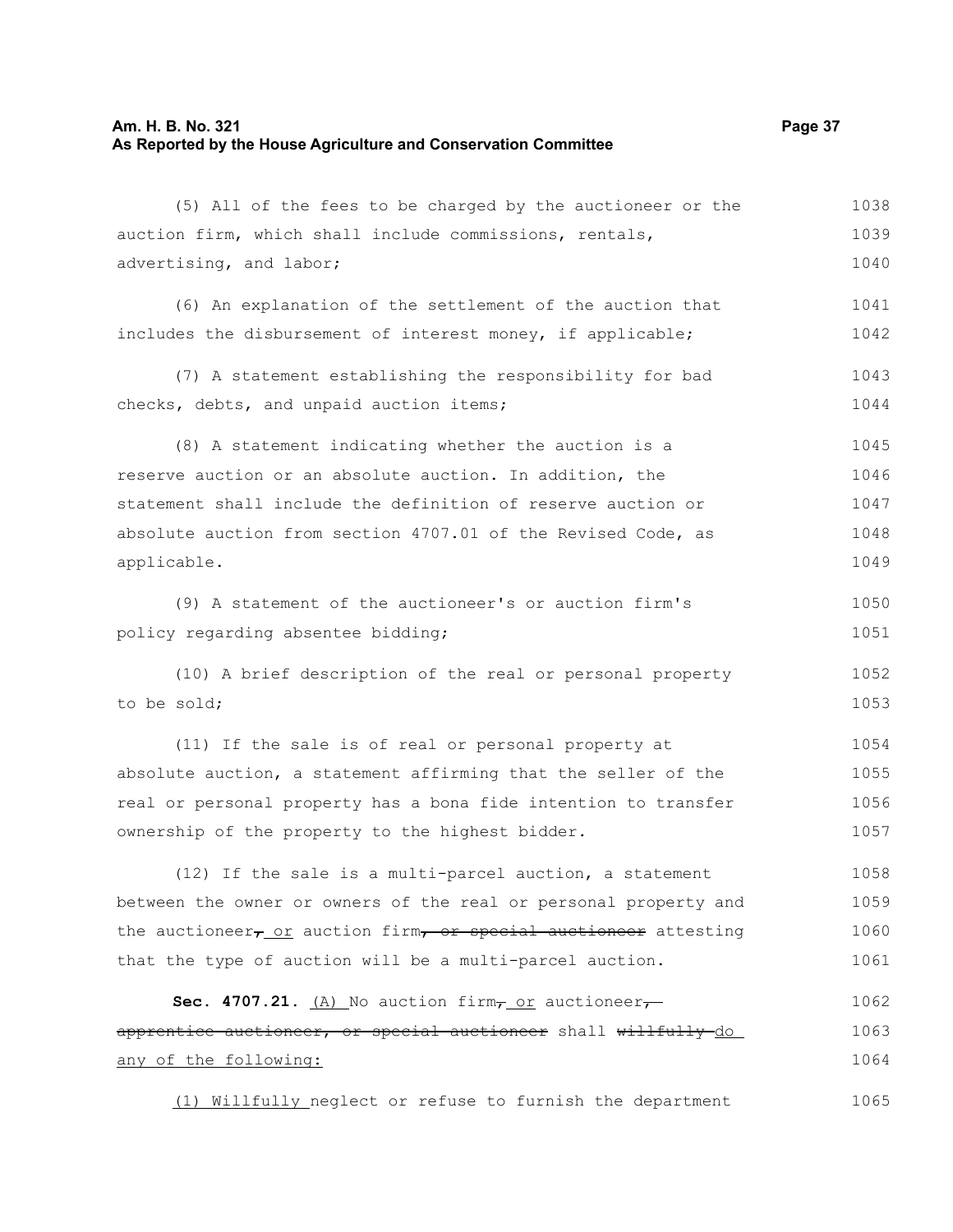(5) All of the fees to be charged by the auctioneer or the auction firm, which shall include commissions, rentals, advertising, and labor;

(6) An explanation of the settlement of the auction that includes the disbursement of interest money, if applicable;

(7) A statement establishing the responsibility for bad checks, debts, and unpaid auction items;

(8) A statement indicating whether the auction is a reserve auction or an absolute auction. In addition, the statement shall include the definition of reserve auction or absolute auction from section 4707.01 of the Revised Code, as applicable.

(9) A statement of the auctioneer's or auction firm's policy regarding absentee bidding;

(10) A brief description of the real or personal property to be sold;

(11) If the sale is of real or personal property at absolute auction, a statement affirming that the seller of the real or personal property has a bona fide intention to transfer ownership of the property to the highest bidder.

(12) If the sale is a multi-parcel auction, a statement between the owner or owners of the real or personal property and the auctioneer~~,~~ <u>or</u> auction firm~~, or special auctioneer~~ attesting that the type of auction will be a multi-parcel auction.

**Sec. 4707.21.** <u>(A)</u> No auction firm~~,~~ <u>or</u> auctioneer~~, apprentice auctioneer, or special auctioneer~~ shall ~~willfully~~ <u>do any of the following:</u>

<u>(1) Willfully</u> neglect or refuse to furnish the department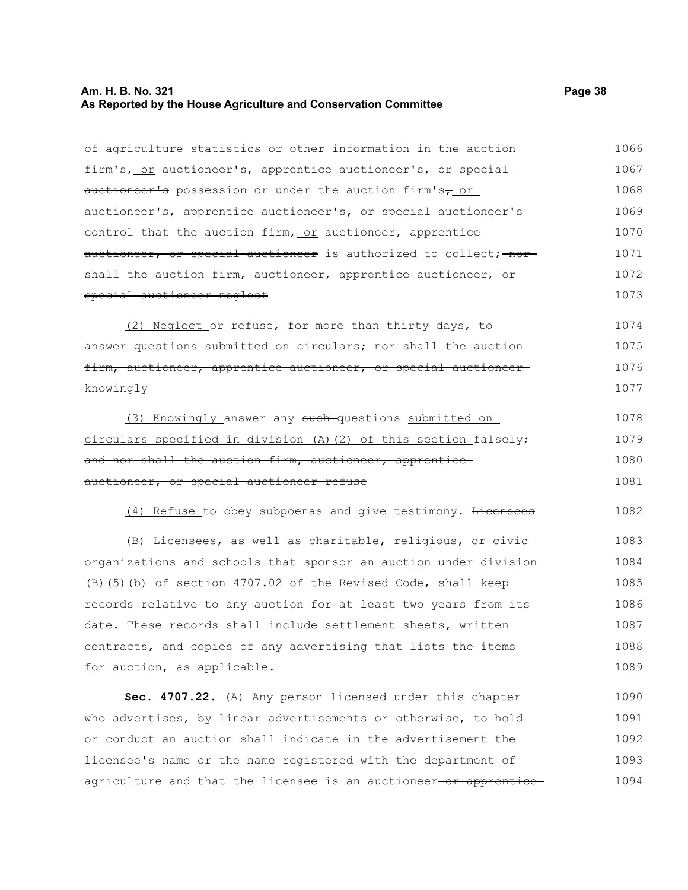of agriculture statistics or other information in the auction firm's~~,~~ or auctioneer's~~, apprentice auctioneer's, or special auctioneer's~~ possession or under the auction firm's~~,~~ or auctioneer's~~, apprentice auctioneer's, or special auctioneer's~~ control that the auction firm~~,~~ or auctioneer~~, apprentice auctioneer, or special auctioneer~~ is authorized to collect; ~~nor shall the auction firm, auctioneer, apprentice auctioneer, or special auctioneer neglect~~

(2) Neglect or refuse, for more than thirty days, to answer questions submitted on circulars; ~~nor shall the auction firm, auctioneer, apprentice auctioneer, or special auctioneer knowingly~~

(3) Knowingly answer any ~~such~~ questions submitted on circulars specified in division (A)(2) of this section falsely; ~~and nor shall the auction firm, auctioneer, apprentice auctioneer, or special auctioneer refuse~~

(4) Refuse to obey subpoenas and give testimony. ~~Licensees~~

(B) Licensees, as well as charitable, religious, or civic organizations and schools that sponsor an auction under division (B)(5)(b) of section 4707.02 of the Revised Code, shall keep records relative to any auction for at least two years from its date. These records shall include settlement sheets, written contracts, and copies of any advertising that lists the items for auction, as applicable.

**Sec. 4707.22.** (A) Any person licensed under this chapter who advertises, by linear advertisements or otherwise, to hold or conduct an auction shall indicate in the advertisement the licensee's name or the name registered with the department of agriculture and that the licensee is an auctioneer ~~or apprentice~~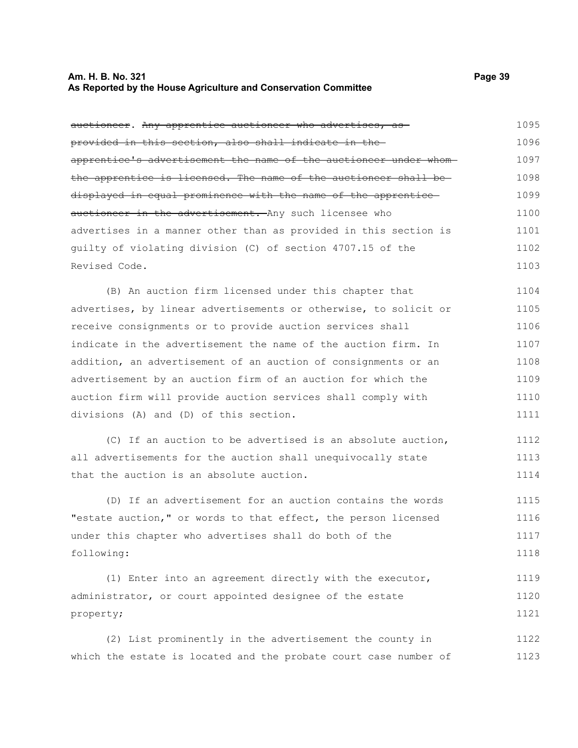auctioneer. ~~Any apprentice auctioneer who advertises, as provided in this section, also shall indicate in the apprentice's advertisement the name of the auctioneer under whom the apprentice is licensed. The name of the auctioneer shall be displayed in equal prominence with the name of the apprentice auctioneer in the advertisement.~~ Any such licensee who advertises in a manner other than as provided in this section is guilty of violating division (C) of section 4707.15 of the Revised Code.

(B) An auction firm licensed under this chapter that advertises, by linear advertisements or otherwise, to solicit or receive consignments or to provide auction services shall indicate in the advertisement the name of the auction firm. In addition, an advertisement of an auction of consignments or an advertisement by an auction firm of an auction for which the auction firm will provide auction services shall comply with divisions (A) and (D) of this section.

(C) If an auction to be advertised is an absolute auction, all advertisements for the auction shall unequivocally state that the auction is an absolute auction.

(D) If an advertisement for an auction contains the words "estate auction," or words to that effect, the person licensed under this chapter who advertises shall do both of the following:

(1) Enter into an agreement directly with the executor, administrator, or court appointed designee of the estate property;

(2) List prominently in the advertisement the county in which the estate is located and the probate court case number of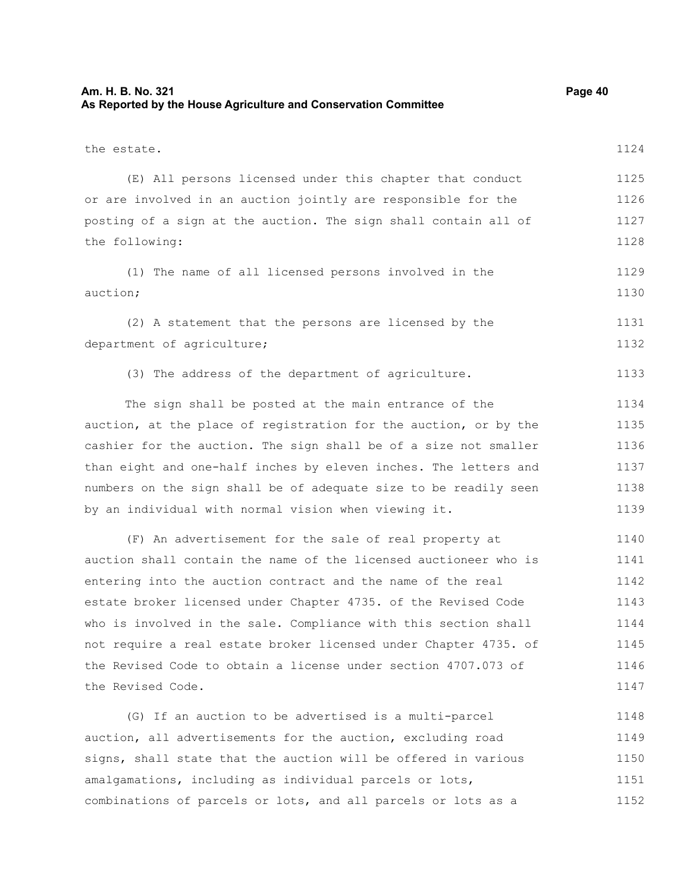the estate.

(E) All persons licensed under this chapter that conduct or are involved in an auction jointly are responsible for the posting of a sign at the auction. The sign shall contain all of the following:

(1) The name of all licensed persons involved in the auction;

(2) A statement that the persons are licensed by the department of agriculture;

(3) The address of the department of agriculture.

The sign shall be posted at the main entrance of the auction, at the place of registration for the auction, or by the cashier for the auction. The sign shall be of a size not smaller than eight and one-half inches by eleven inches. The letters and numbers on the sign shall be of adequate size to be readily seen by an individual with normal vision when viewing it.

(F) An advertisement for the sale of real property at auction shall contain the name of the licensed auctioneer who is entering into the auction contract and the name of the real estate broker licensed under Chapter 4735. of the Revised Code who is involved in the sale. Compliance with this section shall not require a real estate broker licensed under Chapter 4735. of the Revised Code to obtain a license under section 4707.073 of the Revised Code.

(G) If an auction to be advertised is a multi-parcel auction, all advertisements for the auction, excluding road signs, shall state that the auction will be offered in various amalgamations, including as individual parcels or lots, combinations of parcels or lots, and all parcels or lots as a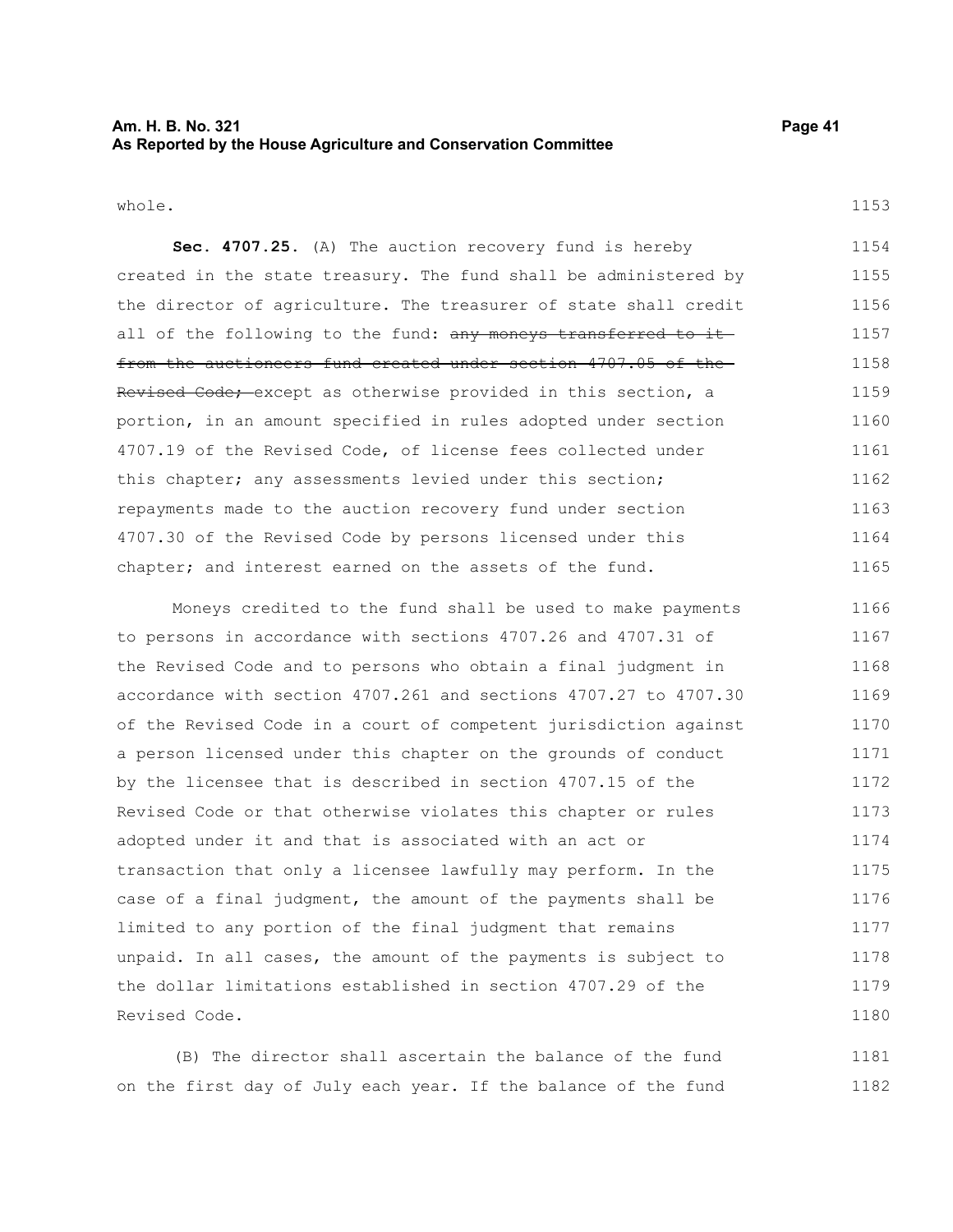whole.

**Sec. 4707.25.** (A) The auction recovery fund is hereby created in the state treasury. The fund shall be administered by the director of agriculture. The treasurer of state shall credit all of the following to the fund: ~~any moneys transferred to it from the auctioneers fund created under section 4707.05 of the Revised Code;~~ except as otherwise provided in this section, a portion, in an amount specified in rules adopted under section 4707.19 of the Revised Code, of license fees collected under this chapter; any assessments levied under this section; repayments made to the auction recovery fund under section 4707.30 of the Revised Code by persons licensed under this chapter; and interest earned on the assets of the fund.

Moneys credited to the fund shall be used to make payments to persons in accordance with sections 4707.26 and 4707.31 of the Revised Code and to persons who obtain a final judgment in accordance with section 4707.261 and sections 4707.27 to 4707.30 of the Revised Code in a court of competent jurisdiction against a person licensed under this chapter on the grounds of conduct by the licensee that is described in section 4707.15 of the Revised Code or that otherwise violates this chapter or rules adopted under it and that is associated with an act or transaction that only a licensee lawfully may perform. In the case of a final judgment, the amount of the payments shall be limited to any portion of the final judgment that remains unpaid. In all cases, the amount of the payments is subject to the dollar limitations established in section 4707.29 of the Revised Code.

(B) The director shall ascertain the balance of the fund on the first day of July each year. If the balance of the fund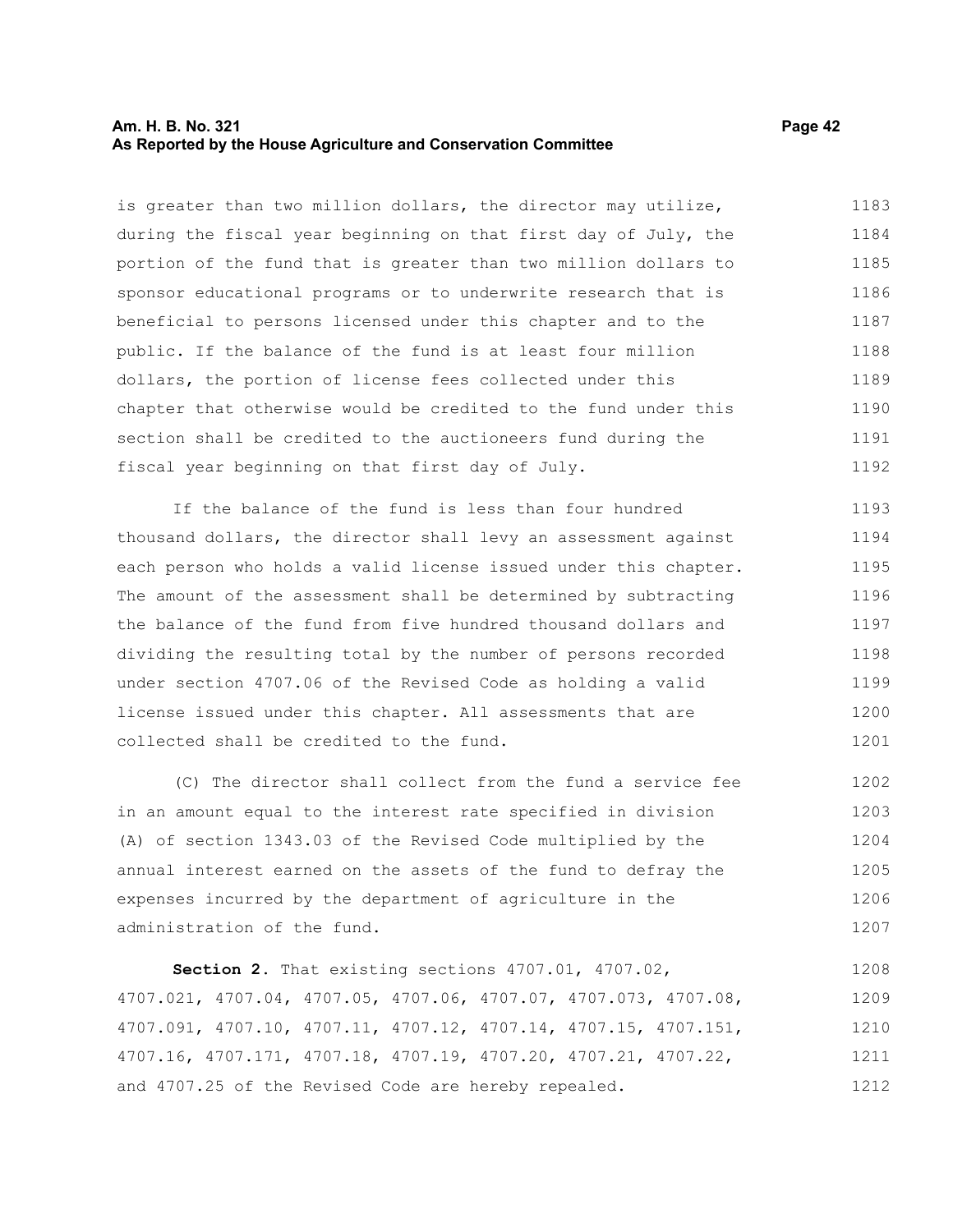is greater than two million dollars, the director may utilize, during the fiscal year beginning on that first day of July, the portion of the fund that is greater than two million dollars to sponsor educational programs or to underwrite research that is beneficial to persons licensed under this chapter and to the public. If the balance of the fund is at least four million dollars, the portion of license fees collected under this chapter that otherwise would be credited to the fund under this section shall be credited to the auctioneers fund during the fiscal year beginning on that first day of July.

If the balance of the fund is less than four hundred thousand dollars, the director shall levy an assessment against each person who holds a valid license issued under this chapter. The amount of the assessment shall be determined by subtracting the balance of the fund from five hundred thousand dollars and dividing the resulting total by the number of persons recorded under section 4707.06 of the Revised Code as holding a valid license issued under this chapter. All assessments that are collected shall be credited to the fund.

(C) The director shall collect from the fund a service fee in an amount equal to the interest rate specified in division (A) of section 1343.03 of the Revised Code multiplied by the annual interest earned on the assets of the fund to defray the expenses incurred by the department of agriculture in the administration of the fund.

**Section 2.** That existing sections 4707.01, 4707.02, 4707.021, 4707.04, 4707.05, 4707.06, 4707.07, 4707.073, 4707.08, 4707.091, 4707.10, 4707.11, 4707.12, 4707.14, 4707.15, 4707.151, 4707.16, 4707.171, 4707.18, 4707.19, 4707.20, 4707.21, 4707.22, and 4707.25 of the Revised Code are hereby repealed.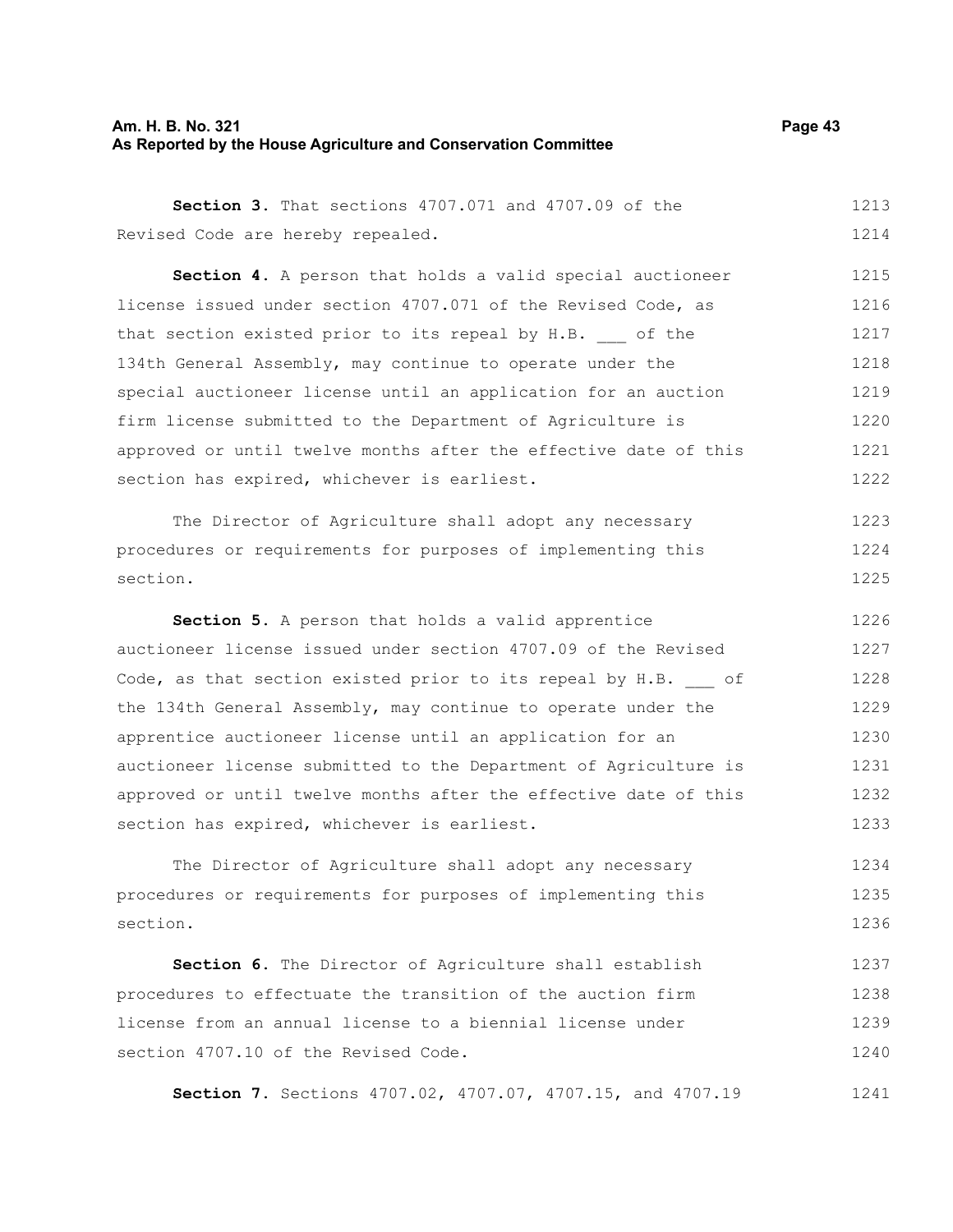**Section 3.** That sections 4707.071 and 4707.09 of the Revised Code are hereby repealed.

**Section 4.** A person that holds a valid special auctioneer license issued under section 4707.071 of the Revised Code, as that section existed prior to its repeal by H.B. ___ of the 134th General Assembly, may continue to operate under the special auctioneer license until an application for an auction firm license submitted to the Department of Agriculture is approved or until twelve months after the effective date of this section has expired, whichever is earliest.

The Director of Agriculture shall adopt any necessary procedures or requirements for purposes of implementing this section.

**Section 5.** A person that holds a valid apprentice auctioneer license issued under section 4707.09 of the Revised Code, as that section existed prior to its repeal by H.B. ___ of the 134th General Assembly, may continue to operate under the apprentice auctioneer license until an application for an auctioneer license submitted to the Department of Agriculture is approved or until twelve months after the effective date of this section has expired, whichever is earliest.

The Director of Agriculture shall adopt any necessary procedures or requirements for purposes of implementing this section.

**Section 6.** The Director of Agriculture shall establish procedures to effectuate the transition of the auction firm license from an annual license to a biennial license under section 4707.10 of the Revised Code.

**Section 7.** Sections 4707.02, 4707.07, 4707.15, and 4707.19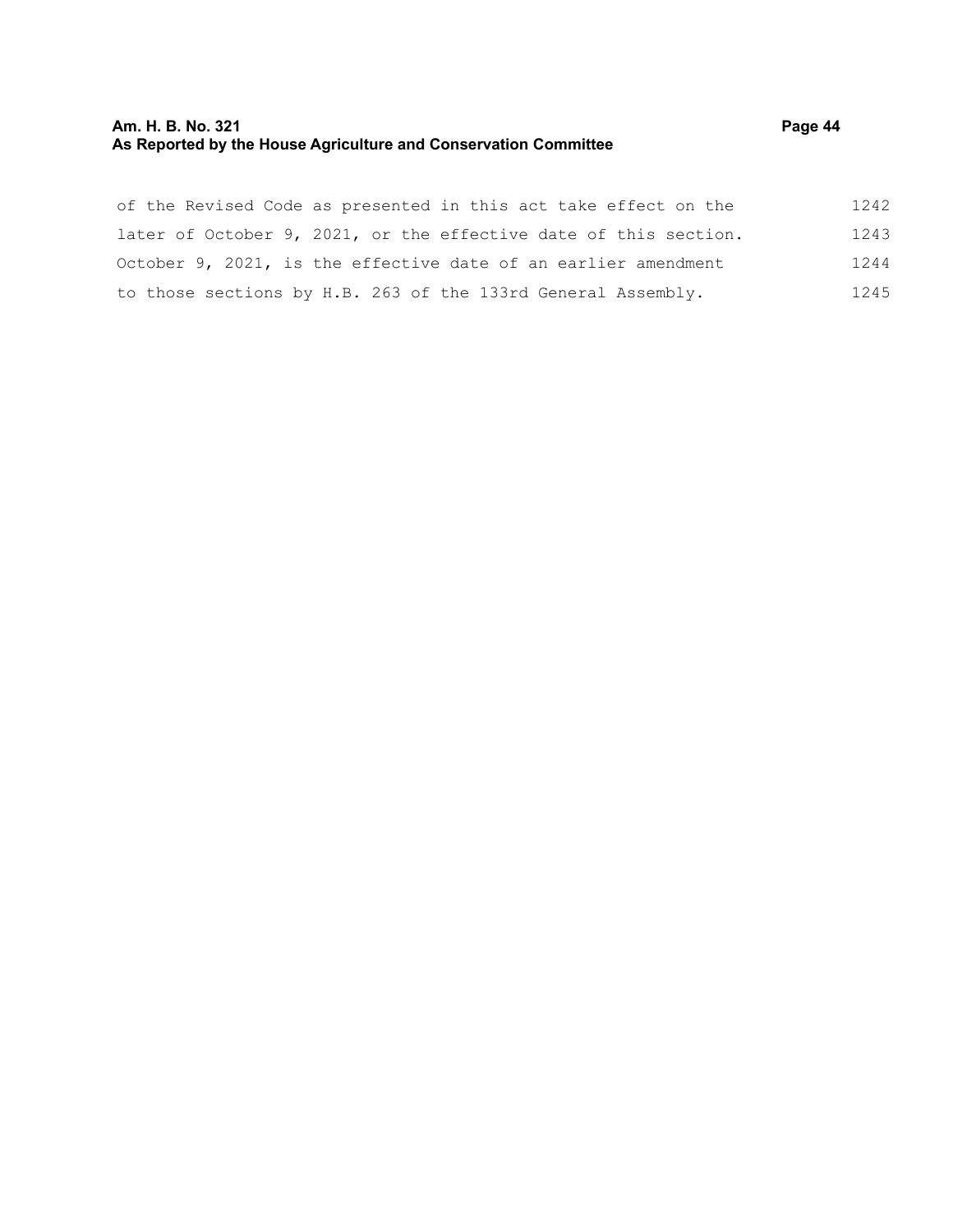of the Revised Code as presented in this act take effect on the later of October 9, 2021, or the effective date of this section. October 9, 2021, is the effective date of an earlier amendment to those sections by H.B. 263 of the 133rd General Assembly.